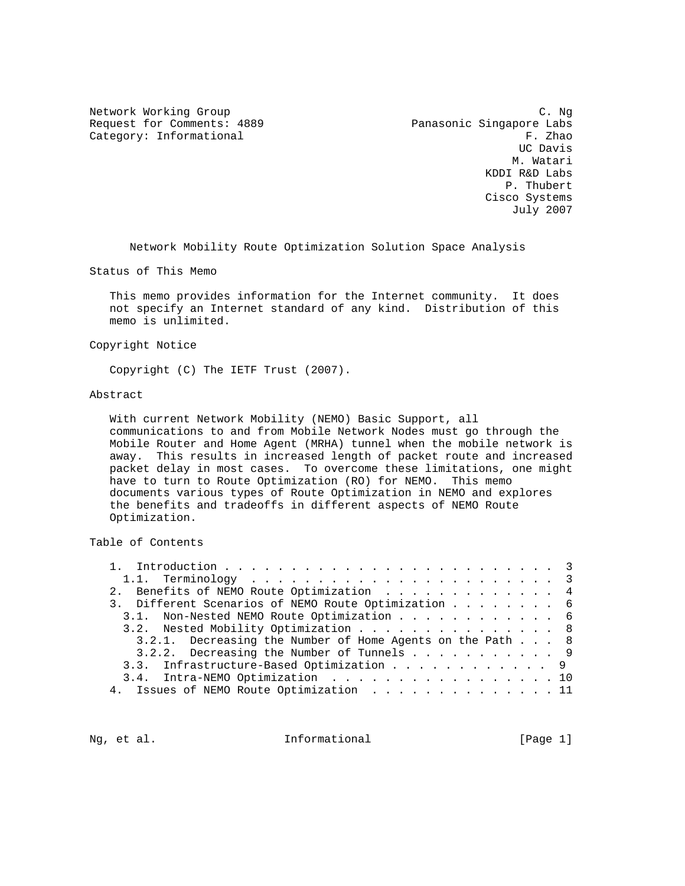Network Working Group — C. Ng, Panasonic Singapore Labs
Request for Comments: 4889 — F. Zhao, UC Davis
Category: Informational — M. Watari, KDDI R&D Labs
P. Thubert, Cisco Systems
July 2007

# Network Mobility Route Optimization Solution Space Analysis

## Status of This Memo

This memo provides information for the Internet community. It does not specify an Internet standard of any kind. Distribution of this memo is unlimited.

## Copyright Notice

Copyright (C) The IETF Trust (2007).

## Abstract

With current Network Mobility (NEMO) Basic Support, all communications to and from Mobile Network Nodes must go through the Mobile Router and Home Agent (MRHA) tunnel when the mobile network is away. This results in increased length of packet route and increased packet delay in most cases. To overcome these limitations, one might have to turn to Route Optimization (RO) for NEMO. This memo documents various types of Route Optimization in NEMO and explores the benefits and tradeoffs in different aspects of NEMO Route Optimization.

## Table of Contents

```
   1.  Introduction . . . . . . . . . . . . . . . . . . . . . . . . .  3
     1.1.  Terminology  . . . . . . . . . . . . . . . . . . . . . . .  3
   2.  Benefits of NEMO Route Optimization  . . . . . . . . . . . . .  4
   3.  Different Scenarios of NEMO Route Optimization . . . . . . . .  6
     3.1.  Non-Nested NEMO Route Optimization . . . . . . . . . . . .  6
     3.2.  Nested Mobility Optimization . . . . . . . . . . . . . . .  8
       3.2.1.  Decreasing the Number of Home Agents on the Path . . .  8
       3.2.2.  Decreasing the Number of Tunnels . . . . . . . . . . .  9
     3.3.  Infrastructure-Based Optimization . . . . . . . . . . . .  9
     3.4.  Intra-NEMO Optimization  . . . . . . . . . . . . . . . . . 10
   4.  Issues of NEMO Route Optimization  . . . . . . . . . . . . . . 11
```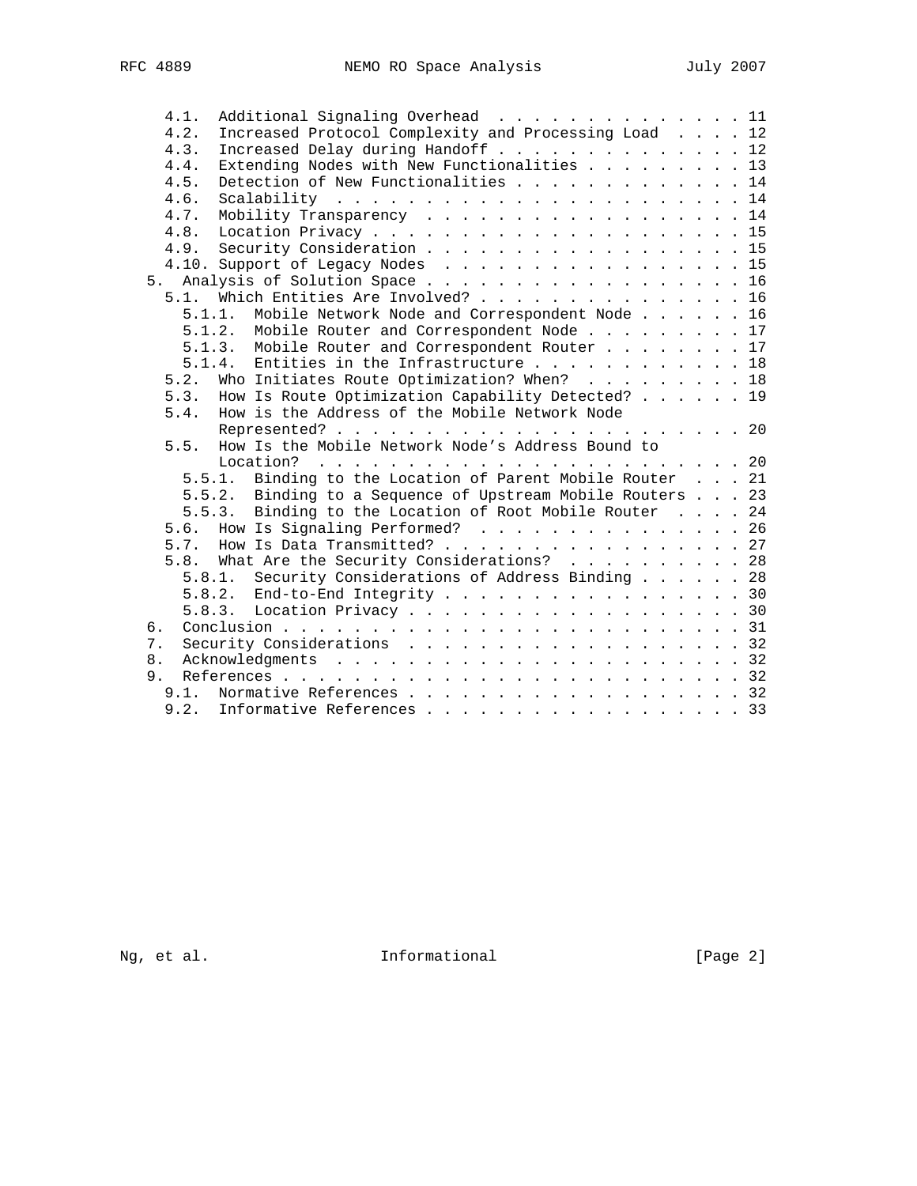```
   4.1.  Additional Signaling Overhead . . . . . . . . . . . . . . 11
   4.2.  Increased Protocol Complexity and Processing Load  . . . . 12
   4.3.  Increased Delay during Handoff . . . . . . . . . . . . . . 12
   4.4.  Extending Nodes with New Functionalities . . . . . . . . . 13
   4.5.  Detection of New Functionalities . . . . . . . . . . . . . 14
   4.6.  Scalability  . . . . . . . . . . . . . . . . . . . . . . . 14
   4.7.  Mobility Transparency  . . . . . . . . . . . . . . . . . . 14
   4.8.  Location Privacy . . . . . . . . . . . . . . . . . . . . . 15
   4.9.  Security Consideration . . . . . . . . . . . . . . . . . . 15
   4.10. Support of Legacy Nodes  . . . . . . . . . . . . . . . . . 15
 5.  Analysis of Solution Space . . . . . . . . . . . . . . . . . . 16
   5.1.  Which Entities Are Involved? . . . . . . . . . . . . . . . 16
     5.1.1.  Mobile Network Node and Correspondent Node . . . . . . 16
     5.1.2.  Mobile Router and Correspondent Node . . . . . . . . . 17
     5.1.3.  Mobile Router and Correspondent Router . . . . . . . . 17
     5.1.4.  Entities in the Infrastructure . . . . . . . . . . . . 18
   5.2.  Who Initiates Route Optimization? When?  . . . . . . . . . 18
   5.3.  How Is Route Optimization Capability Detected? . . . . . . 19
   5.4.  How is the Address of the Mobile Network Node
         Represented? . . . . . . . . . . . . . . . . . . . . . . . 20
   5.5.  How Is the Mobile Network Node's Address Bound to
         Location?  . . . . . . . . . . . . . . . . . . . . . . . . 20
     5.5.1.  Binding to the Location of Parent Mobile Router  . . . 21
     5.5.2.  Binding to a Sequence of Upstream Mobile Routers . . . 23
     5.5.3.  Binding to the Location of Root Mobile Router  . . . . 24
   5.6.  How Is Signaling Performed?  . . . . . . . . . . . . . . . 26
   5.7.  How Is Data Transmitted? . . . . . . . . . . . . . . . . . 27
   5.8.  What Are the Security Considerations?  . . . . . . . . . . 28
     5.8.1.  Security Considerations of Address Binding . . . . . . 28
     5.8.2.  End-to-End Integrity . . . . . . . . . . . . . . . . . 30
     5.8.3.  Location Privacy . . . . . . . . . . . . . . . . . . . 30
 6.  Conclusion . . . . . . . . . . . . . . . . . . . . . . . . . . 31
 7.  Security Considerations  . . . . . . . . . . . . . . . . . . . 32
 8.  Acknowledgments  . . . . . . . . . . . . . . . . . . . . . . . 32
 9.  References . . . . . . . . . . . . . . . . . . . . . . . . . . 32
   9.1.  Normative References . . . . . . . . . . . . . . . . . . . 32
   9.2.  Informative References . . . . . . . . . . . . . . . . . . 33
```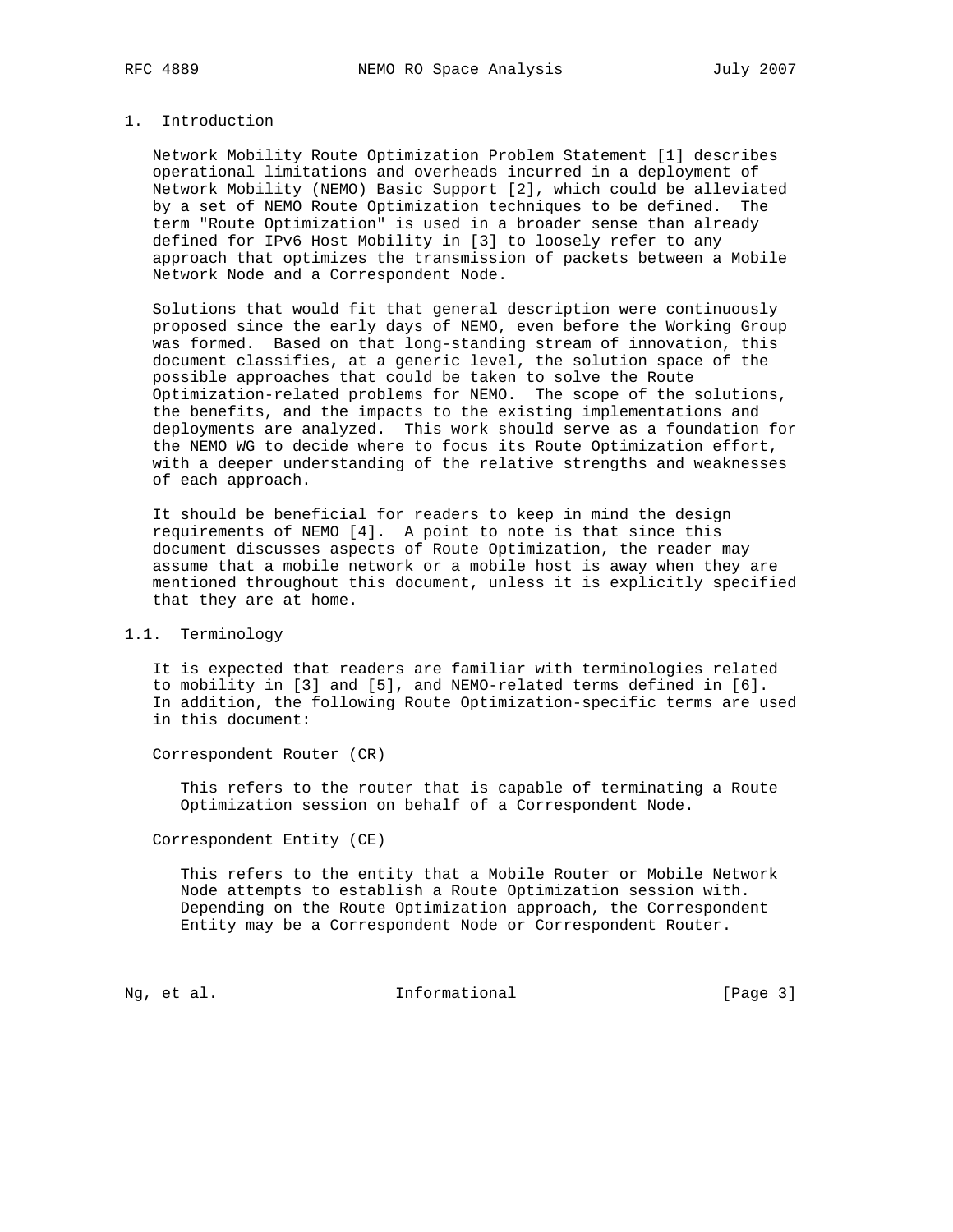# 1. Introduction

Network Mobility Route Optimization Problem Statement [1] describes operational limitations and overheads incurred in a deployment of Network Mobility (NEMO) Basic Support [2], which could be alleviated by a set of NEMO Route Optimization techniques to be defined. The term "Route Optimization" is used in a broader sense than already defined for IPv6 Host Mobility in [3] to loosely refer to any approach that optimizes the transmission of packets between a Mobile Network Node and a Correspondent Node.

Solutions that would fit that general description were continuously proposed since the early days of NEMO, even before the Working Group was formed. Based on that long-standing stream of innovation, this document classifies, at a generic level, the solution space of the possible approaches that could be taken to solve the Route Optimization-related problems for NEMO. The scope of the solutions, the benefits, and the impacts to the existing implementations and deployments are analyzed. This work should serve as a foundation for the NEMO WG to decide where to focus its Route Optimization effort, with a deeper understanding of the relative strengths and weaknesses of each approach.

It should be beneficial for readers to keep in mind the design requirements of NEMO [4]. A point to note is that since this document discusses aspects of Route Optimization, the reader may assume that a mobile network or a mobile host is away when they are mentioned throughout this document, unless it is explicitly specified that they are at home.

## 1.1. Terminology

It is expected that readers are familiar with terminologies related to mobility in [3] and [5], and NEMO-related terms defined in [6]. In addition, the following Route Optimization-specific terms are used in this document:

Correspondent Router (CR)

This refers to the router that is capable of terminating a Route Optimization session on behalf of a Correspondent Node.

Correspondent Entity (CE)

This refers to the entity that a Mobile Router or Mobile Network Node attempts to establish a Route Optimization session with. Depending on the Route Optimization approach, the Correspondent Entity may be a Correspondent Node or Correspondent Router.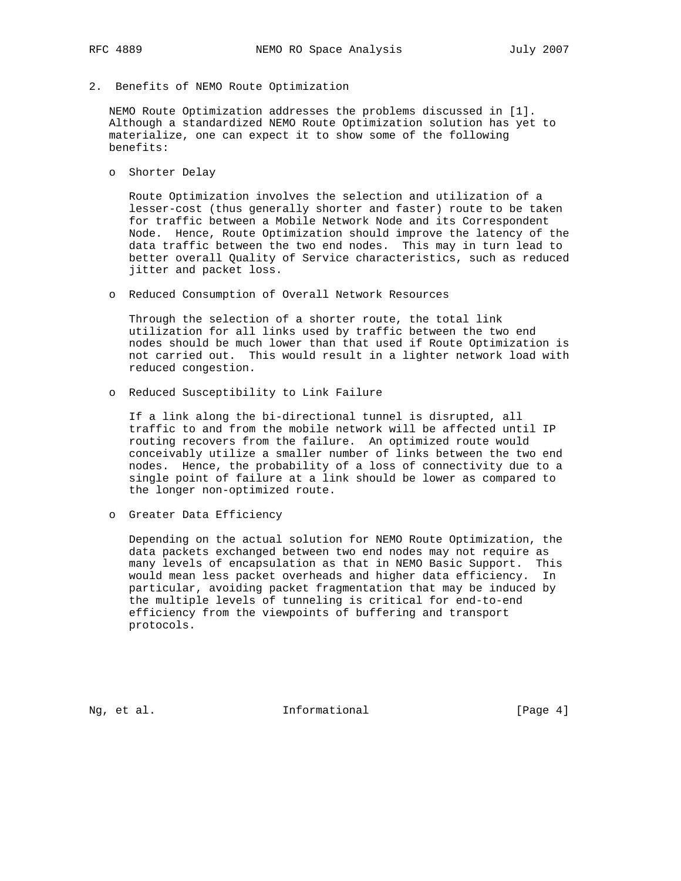## 2. Benefits of NEMO Route Optimization

NEMO Route Optimization addresses the problems discussed in [1]. Although a standardized NEMO Route Optimization solution has yet to materialize, one can expect it to show some of the following benefits:

- Shorter Delay

  Route Optimization involves the selection and utilization of a lesser-cost (thus generally shorter and faster) route to be taken for traffic between a Mobile Network Node and its Correspondent Node. Hence, Route Optimization should improve the latency of the data traffic between the two end nodes. This may in turn lead to better overall Quality of Service characteristics, such as reduced jitter and packet loss.

- Reduced Consumption of Overall Network Resources

  Through the selection of a shorter route, the total link utilization for all links used by traffic between the two end nodes should be much lower than that used if Route Optimization is not carried out. This would result in a lighter network load with reduced congestion.

- Reduced Susceptibility to Link Failure

  If a link along the bi-directional tunnel is disrupted, all traffic to and from the mobile network will be affected until IP routing recovers from the failure. An optimized route would conceivably utilize a smaller number of links between the two end nodes. Hence, the probability of a loss of connectivity due to a single point of failure at a link should be lower as compared to the longer non-optimized route.

- Greater Data Efficiency

  Depending on the actual solution for NEMO Route Optimization, the data packets exchanged between two end nodes may not require as many levels of encapsulation as that in NEMO Basic Support. This would mean less packet overheads and higher data efficiency. In particular, avoiding packet fragmentation that may be induced by the multiple levels of tunneling is critical for end-to-end efficiency from the viewpoints of buffering and transport protocols.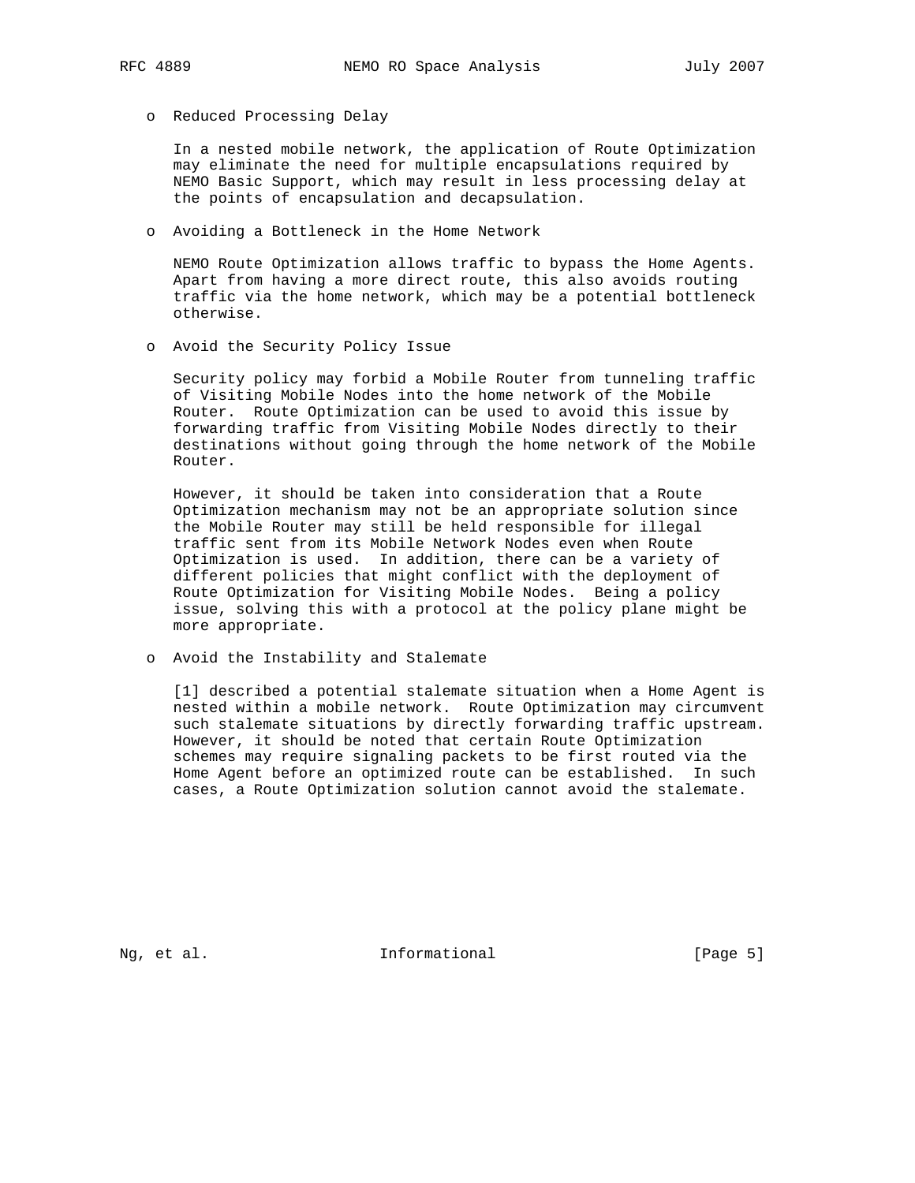- Reduced Processing Delay

  In a nested mobile network, the application of Route Optimization may eliminate the need for multiple encapsulations required by NEMO Basic Support, which may result in less processing delay at the points of encapsulation and decapsulation.

- Avoiding a Bottleneck in the Home Network

  NEMO Route Optimization allows traffic to bypass the Home Agents. Apart from having a more direct route, this also avoids routing traffic via the home network, which may be a potential bottleneck otherwise.

- Avoid the Security Policy Issue

  Security policy may forbid a Mobile Router from tunneling traffic of Visiting Mobile Nodes into the home network of the Mobile Router. Route Optimization can be used to avoid this issue by forwarding traffic from Visiting Mobile Nodes directly to their destinations without going through the home network of the Mobile Router.

  However, it should be taken into consideration that a Route Optimization mechanism may not be an appropriate solution since the Mobile Router may still be held responsible for illegal traffic sent from its Mobile Network Nodes even when Route Optimization is used. In addition, there can be a variety of different policies that might conflict with the deployment of Route Optimization for Visiting Mobile Nodes. Being a policy issue, solving this with a protocol at the policy plane might be more appropriate.

- Avoid the Instability and Stalemate

  [1] described a potential stalemate situation when a Home Agent is nested within a mobile network. Route Optimization may circumvent such stalemate situations by directly forwarding traffic upstream. However, it should be noted that certain Route Optimization schemes may require signaling packets to be first routed via the Home Agent before an optimized route can be established. In such cases, a Route Optimization solution cannot avoid the stalemate.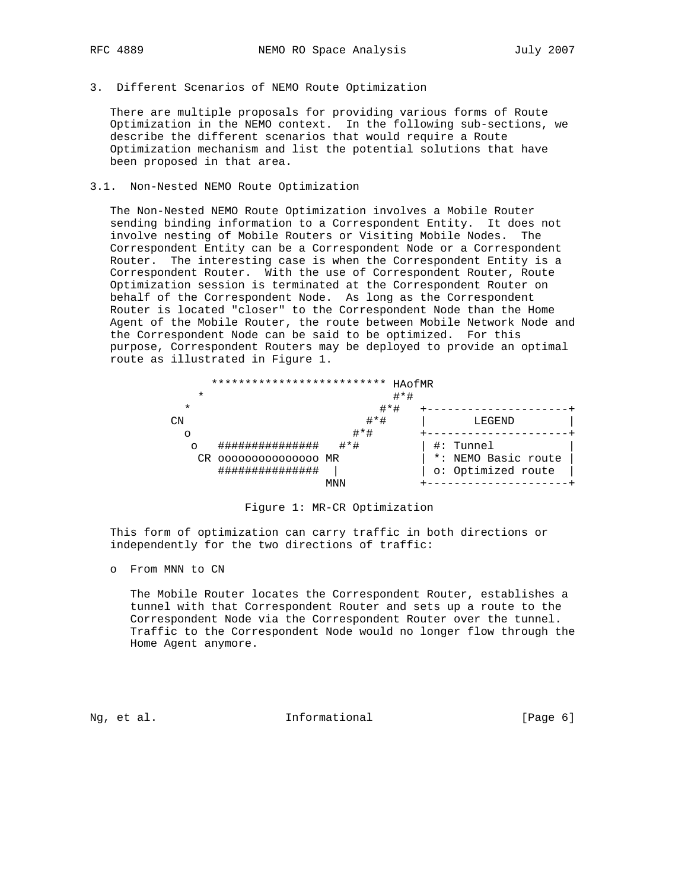## 3. Different Scenarios of NEMO Route Optimization

There are multiple proposals for providing various forms of Route Optimization in the NEMO context. In the following sub-sections, we describe the different scenarios that would require a Route Optimization mechanism and list the potential solutions that have been proposed in that area.

### 3.1. Non-Nested NEMO Route Optimization

The Non-Nested NEMO Route Optimization involves a Mobile Router sending binding information to a Correspondent Entity. It does not involve nesting of Mobile Routers or Visiting Mobile Nodes. The Correspondent Entity can be a Correspondent Node or a Correspondent Router. The interesting case is when the Correspondent Entity is a Correspondent Router. With the use of Correspondent Router, Route Optimization session is terminated at the Correspondent Router on behalf of the Correspondent Node. As long as the Correspondent Router is located "closer" to the Correspondent Node than the Home Agent of the Mobile Router, the route between Mobile Network Node and the Correspondent Node can be said to be optimized. For this purpose, Correspondent Routers may be deployed to provide an optimal route as illustrated in Figure 1.

```
              ************************** HAofMR
            *                           #*#
          *                           #*#   +---------------------+
        CN                          #*#     |       LEGEND        |
          o                       #*#       +---------------------+
           o   ###############   #*#        | #: Tunnel           |
            CR ooooooooooooooo MR           | *: NEMO Basic route |
               ###############  |           | o: Optimized route  |
                               MNN          +---------------------+
```

Figure 1: MR-CR Optimization

This form of optimization can carry traffic in both directions or independently for the two directions of traffic:

- From MNN to CN

  The Mobile Router locates the Correspondent Router, establishes a tunnel with that Correspondent Router and sets up a route to the Correspondent Node via the Correspondent Router over the tunnel. Traffic to the Correspondent Node would no longer flow through the Home Agent anymore.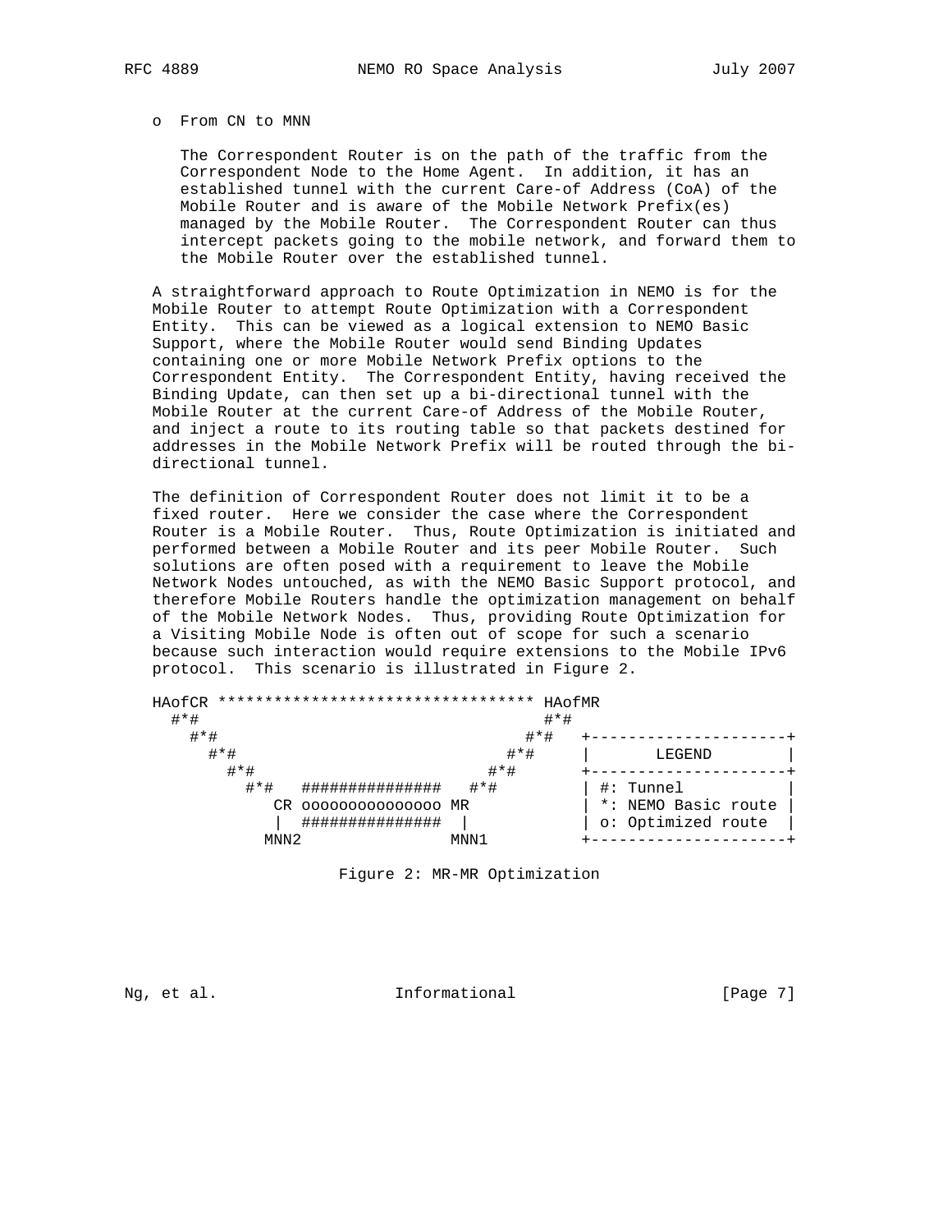o  From CN to MNN

   The Correspondent Router is on the path of the traffic from the Correspondent Node to the Home Agent.  In addition, it has an established tunnel with the current Care-of Address (CoA) of the Mobile Router and is aware of the Mobile Network Prefix(es) managed by the Mobile Router.  The Correspondent Router can thus intercept packets going to the mobile network, and forward them to the Mobile Router over the established tunnel.

A straightforward approach to Route Optimization in NEMO is for the Mobile Router to attempt Route Optimization with a Correspondent Entity.  This can be viewed as a logical extension to NEMO Basic Support, where the Mobile Router would send Binding Updates containing one or more Mobile Network Prefix options to the Correspondent Entity.  The Correspondent Entity, having received the Binding Update, can then set up a bi-directional tunnel with the Mobile Router at the current Care-of Address of the Mobile Router, and inject a route to its routing table so that packets destined for addresses in the Mobile Network Prefix will be routed through the bi-directional tunnel.

The definition of Correspondent Router does not limit it to be a fixed router.  Here we consider the case where the Correspondent Router is a Mobile Router.  Thus, Route Optimization is initiated and performed between a Mobile Router and its peer Mobile Router.  Such solutions are often posed with a requirement to leave the Mobile Network Nodes untouched, as with the NEMO Basic Support protocol, and therefore Mobile Routers handle the optimization management on behalf of the Mobile Network Nodes.  Thus, providing Route Optimization for a Visiting Mobile Node is often out of scope for such a scenario because such interaction would require extensions to the Mobile IPv6 protocol.  This scenario is illustrated in Figure 2.

```
HAofCR ********************************** HAofMR
  #*#                                   #*#
    #*#                               #*#   +---------------------+
      #*#                           #*#     |       LEGEND        |
        #*#                       #*#       +---------------------+
          #*#   ###############   #*#       | #: Tunnel           |
             CR ooooooooooooooo MR          | *: NEMO Basic route |
              |  ###############  |         | o: Optimized route  |
            MNN2                MNN1        +---------------------+
```

Figure 2: MR-MR Optimization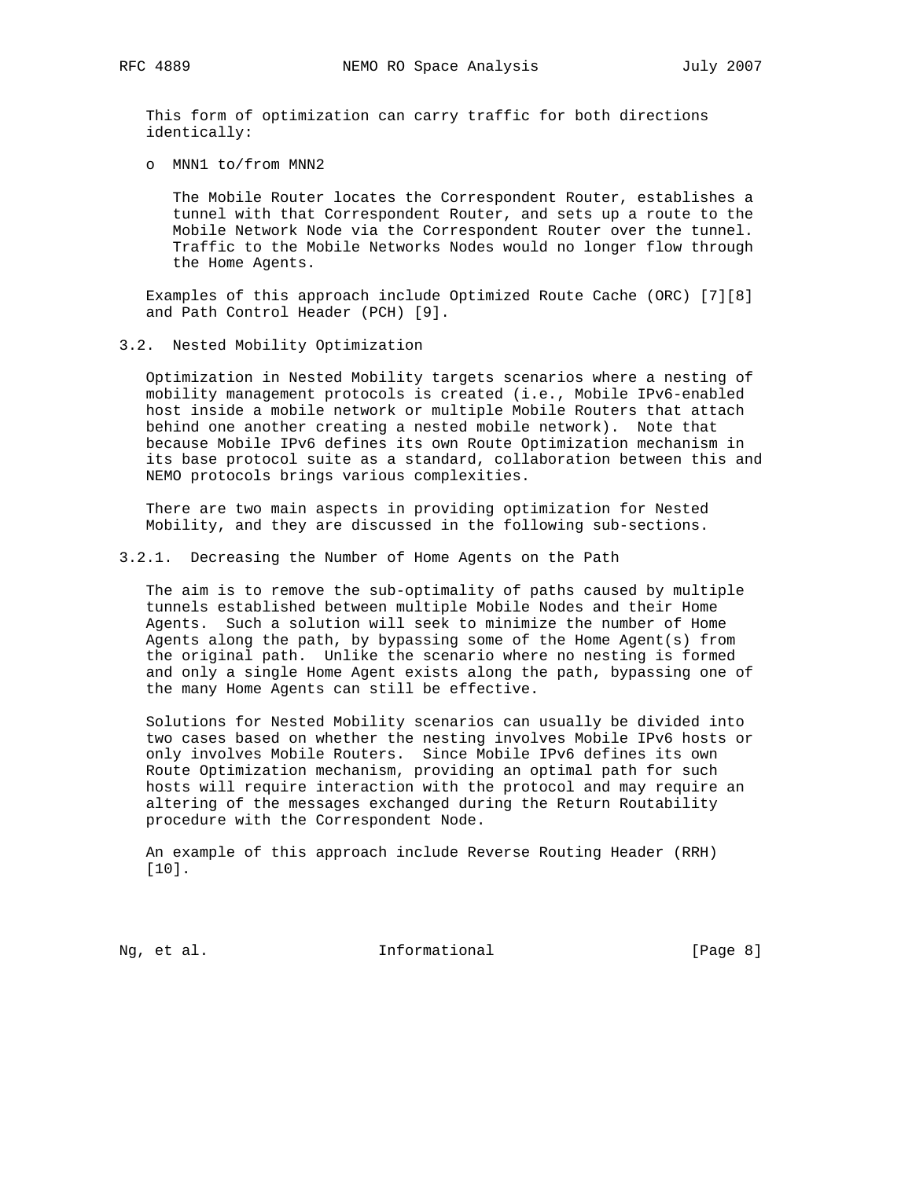This form of optimization can carry traffic for both directions identically:

- MNN1 to/from MNN2

  The Mobile Router locates the Correspondent Router, establishes a tunnel with that Correspondent Router, and sets up a route to the Mobile Network Node via the Correspondent Router over the tunnel. Traffic to the Mobile Networks Nodes would no longer flow through the Home Agents.

Examples of this approach include Optimized Route Cache (ORC) [7][8] and Path Control Header (PCH) [9].

### 3.2. Nested Mobility Optimization

Optimization in Nested Mobility targets scenarios where a nesting of mobility management protocols is created (i.e., Mobile IPv6-enabled host inside a mobile network or multiple Mobile Routers that attach behind one another creating a nested mobile network). Note that because Mobile IPv6 defines its own Route Optimization mechanism in its base protocol suite as a standard, collaboration between this and NEMO protocols brings various complexities.

There are two main aspects in providing optimization for Nested Mobility, and they are discussed in the following sub-sections.

#### 3.2.1. Decreasing the Number of Home Agents on the Path

The aim is to remove the sub-optimality of paths caused by multiple tunnels established between multiple Mobile Nodes and their Home Agents. Such a solution will seek to minimize the number of Home Agents along the path, by bypassing some of the Home Agent(s) from the original path. Unlike the scenario where no nesting is formed and only a single Home Agent exists along the path, bypassing one of the many Home Agents can still be effective.

Solutions for Nested Mobility scenarios can usually be divided into two cases based on whether the nesting involves Mobile IPv6 hosts or only involves Mobile Routers. Since Mobile IPv6 defines its own Route Optimization mechanism, providing an optimal path for such hosts will require interaction with the protocol and may require an altering of the messages exchanged during the Return Routability procedure with the Correspondent Node.

An example of this approach include Reverse Routing Header (RRH) [10].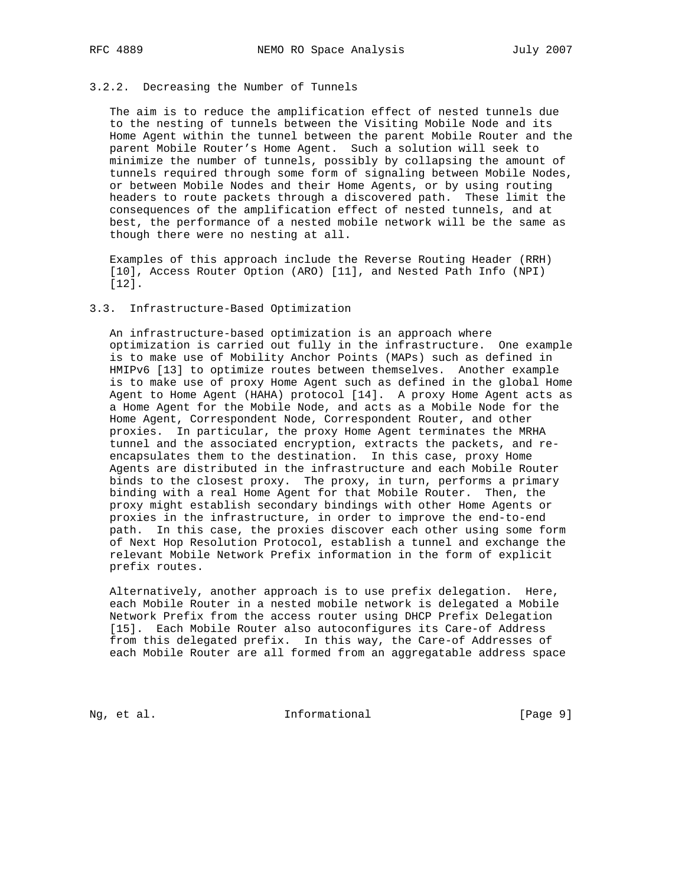#### 3.2.2. Decreasing the Number of Tunnels

The aim is to reduce the amplification effect of nested tunnels due to the nesting of tunnels between the Visiting Mobile Node and its Home Agent within the tunnel between the parent Mobile Router and the parent Mobile Router's Home Agent. Such a solution will seek to minimize the number of tunnels, possibly by collapsing the amount of tunnels required through some form of signaling between Mobile Nodes, or between Mobile Nodes and their Home Agents, or by using routing headers to route packets through a discovered path. These limit the consequences of the amplification effect of nested tunnels, and at best, the performance of a nested mobile network will be the same as though there were no nesting at all.

Examples of this approach include the Reverse Routing Header (RRH) [10], Access Router Option (ARO) [11], and Nested Path Info (NPI) [12].

### 3.3. Infrastructure-Based Optimization

An infrastructure-based optimization is an approach where optimization is carried out fully in the infrastructure. One example is to make use of Mobility Anchor Points (MAPs) such as defined in HMIPv6 [13] to optimize routes between themselves. Another example is to make use of proxy Home Agent such as defined in the global Home Agent to Home Agent (HAHA) protocol [14]. A proxy Home Agent acts as a Home Agent for the Mobile Node, and acts as a Mobile Node for the Home Agent, Correspondent Node, Correspondent Router, and other proxies. In particular, the proxy Home Agent terminates the MRHA tunnel and the associated encryption, extracts the packets, and re-encapsulates them to the destination. In this case, proxy Home Agents are distributed in the infrastructure and each Mobile Router binds to the closest proxy. The proxy, in turn, performs a primary binding with a real Home Agent for that Mobile Router. Then, the proxy might establish secondary bindings with other Home Agents or proxies in the infrastructure, in order to improve the end-to-end path. In this case, the proxies discover each other using some form of Next Hop Resolution Protocol, establish a tunnel and exchange the relevant Mobile Network Prefix information in the form of explicit prefix routes.

Alternatively, another approach is to use prefix delegation. Here, each Mobile Router in a nested mobile network is delegated a Mobile Network Prefix from the access router using DHCP Prefix Delegation [15]. Each Mobile Router also autoconfigures its Care-of Address from this delegated prefix. In this way, the Care-of Addresses of each Mobile Router are all formed from an aggregatable address space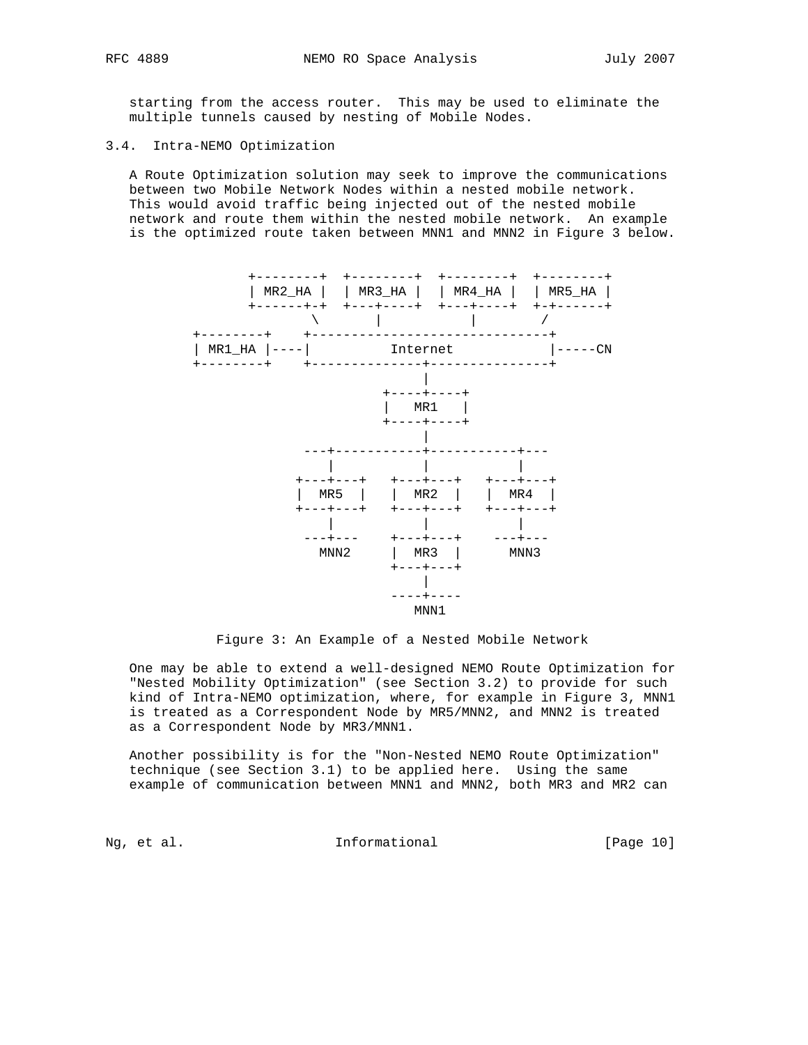starting from the access router. This may be used to eliminate the multiple tunnels caused by nesting of Mobile Nodes.

### 3.4. Intra-NEMO Optimization

A Route Optimization solution may seek to improve the communications between two Mobile Network Nodes within a nested mobile network. This would avoid traffic being injected out of the nested mobile network and route them within the nested mobile network. An example is the optimized route taken between MNN1 and MNN2 in Figure 3 below.

```
          +--------+  +--------+  +--------+  +--------+
          | MR2_HA |  | MR3_HA |  | MR4_HA |  | MR5_HA |
          +------+-+  +---+----+  +---+----+  +-+------+
                  \       |           |        /
  +--------+    +------------------------------+
  | MR1_HA |----|          Internet            |-----CN
  +--------+    +--------------+---------------+
                               |
                          +----+----+
                          |   MR1   |
                          +----+----+
                               |
                ---+-----------+-----------+---
                   |           |           |
                +---+---+   +---+---+   +---+---+
                |  MR5  |   |  MR2  |   |  MR4  |
                +---+---+   +---+---+   +---+---+
                   |           |           |
                ---+---     +---+---+    ---+---
                  MNN2      |  MR3  |     MNN3
                            +---+---+
                               |
                            ----+----
                              MNN1
```

Figure 3: An Example of a Nested Mobile Network

One may be able to extend a well-designed NEMO Route Optimization for "Nested Mobility Optimization" (see Section 3.2) to provide for such kind of Intra-NEMO optimization, where, for example in Figure 3, MNN1 is treated as a Correspondent Node by MR5/MNN2, and MNN2 is treated as a Correspondent Node by MR3/MNN1.

Another possibility is for the "Non-Nested NEMO Route Optimization" technique (see Section 3.1) to be applied here. Using the same example of communication between MNN1 and MNN2, both MR3 and MR2 can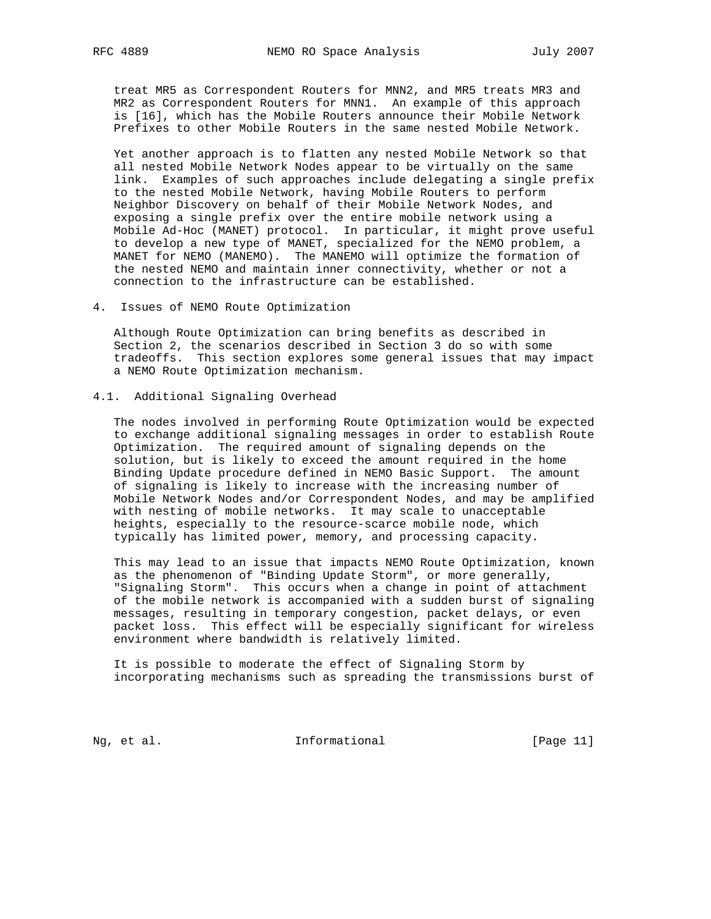treat MR5 as Correspondent Routers for MNN2, and MR5 treats MR3 and MR2 as Correspondent Routers for MNN1. An example of this approach is [16], which has the Mobile Routers announce their Mobile Network Prefixes to other Mobile Routers in the same nested Mobile Network.

Yet another approach is to flatten any nested Mobile Network so that all nested Mobile Network Nodes appear to be virtually on the same link. Examples of such approaches include delegating a single prefix to the nested Mobile Network, having Mobile Routers to perform Neighbor Discovery on behalf of their Mobile Network Nodes, and exposing a single prefix over the entire mobile network using a Mobile Ad-Hoc (MANET) protocol. In particular, it might prove useful to develop a new type of MANET, specialized for the NEMO problem, a MANET for NEMO (MANEMO). The MANEMO will optimize the formation of the nested NEMO and maintain inner connectivity, whether or not a connection to the infrastructure can be established.

## 4. Issues of NEMO Route Optimization

Although Route Optimization can bring benefits as described in Section 2, the scenarios described in Section 3 do so with some tradeoffs. This section explores some general issues that may impact a NEMO Route Optimization mechanism.

### 4.1. Additional Signaling Overhead

The nodes involved in performing Route Optimization would be expected to exchange additional signaling messages in order to establish Route Optimization. The required amount of signaling depends on the solution, but is likely to exceed the amount required in the home Binding Update procedure defined in NEMO Basic Support. The amount of signaling is likely to increase with the increasing number of Mobile Network Nodes and/or Correspondent Nodes, and may be amplified with nesting of mobile networks. It may scale to unacceptable heights, especially to the resource-scarce mobile node, which typically has limited power, memory, and processing capacity.

This may lead to an issue that impacts NEMO Route Optimization, known as the phenomenon of "Binding Update Storm", or more generally, "Signaling Storm". This occurs when a change in point of attachment of the mobile network is accompanied with a sudden burst of signaling messages, resulting in temporary congestion, packet delays, or even packet loss. This effect will be especially significant for wireless environment where bandwidth is relatively limited.

It is possible to moderate the effect of Signaling Storm by incorporating mechanisms such as spreading the transmissions burst of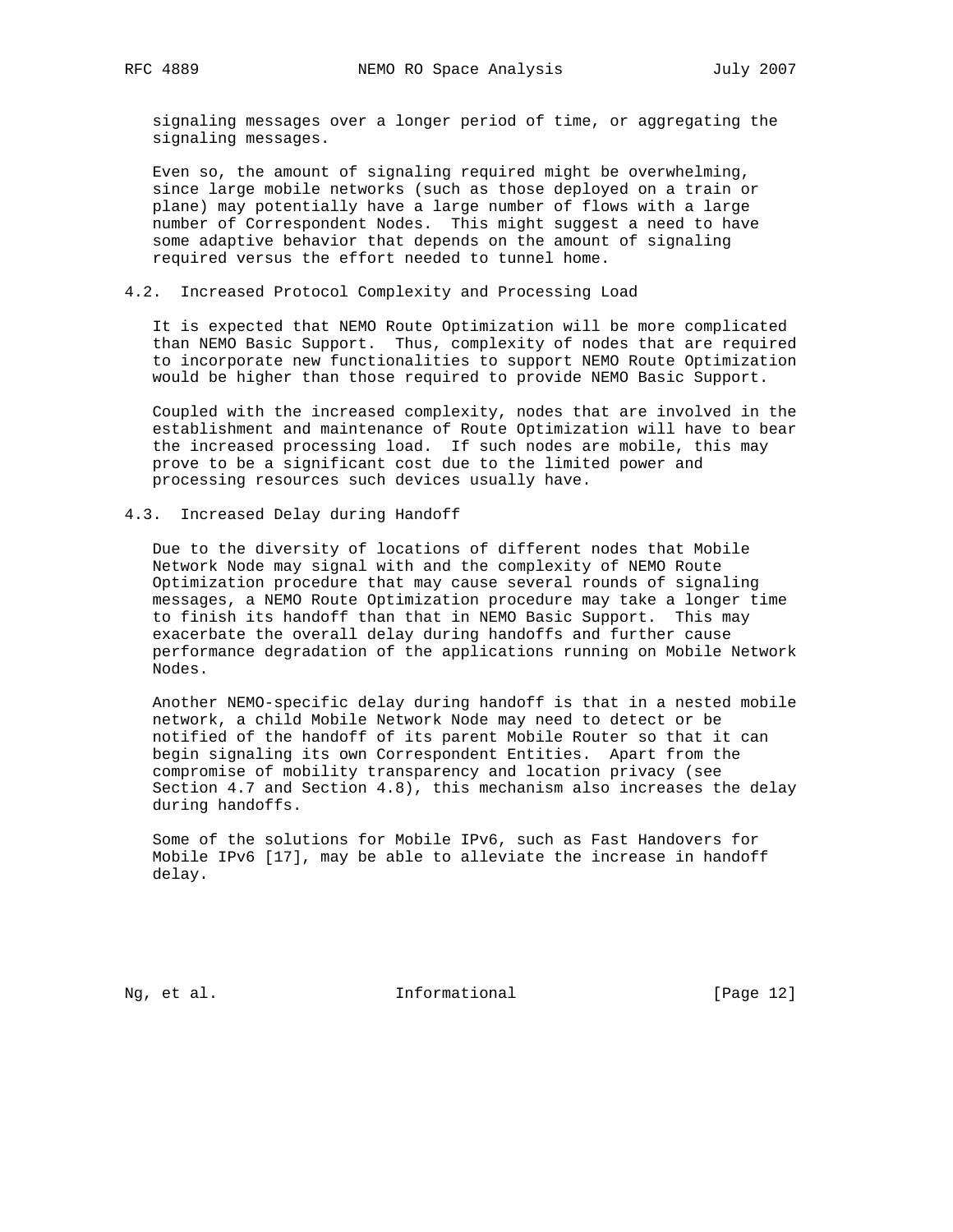signaling messages over a longer period of time, or aggregating the signaling messages.

Even so, the amount of signaling required might be overwhelming, since large mobile networks (such as those deployed on a train or plane) may potentially have a large number of flows with a large number of Correspondent Nodes. This might suggest a need to have some adaptive behavior that depends on the amount of signaling required versus the effort needed to tunnel home.

### 4.2. Increased Protocol Complexity and Processing Load

It is expected that NEMO Route Optimization will be more complicated than NEMO Basic Support. Thus, complexity of nodes that are required to incorporate new functionalities to support NEMO Route Optimization would be higher than those required to provide NEMO Basic Support.

Coupled with the increased complexity, nodes that are involved in the establishment and maintenance of Route Optimization will have to bear the increased processing load. If such nodes are mobile, this may prove to be a significant cost due to the limited power and processing resources such devices usually have.

### 4.3. Increased Delay during Handoff

Due to the diversity of locations of different nodes that Mobile Network Node may signal with and the complexity of NEMO Route Optimization procedure that may cause several rounds of signaling messages, a NEMO Route Optimization procedure may take a longer time to finish its handoff than that in NEMO Basic Support. This may exacerbate the overall delay during handoffs and further cause performance degradation of the applications running on Mobile Network Nodes.

Another NEMO-specific delay during handoff is that in a nested mobile network, a child Mobile Network Node may need to detect or be notified of the handoff of its parent Mobile Router so that it can begin signaling its own Correspondent Entities. Apart from the compromise of mobility transparency and location privacy (see Section 4.7 and Section 4.8), this mechanism also increases the delay during handoffs.

Some of the solutions for Mobile IPv6, such as Fast Handovers for Mobile IPv6 [17], may be able to alleviate the increase in handoff delay.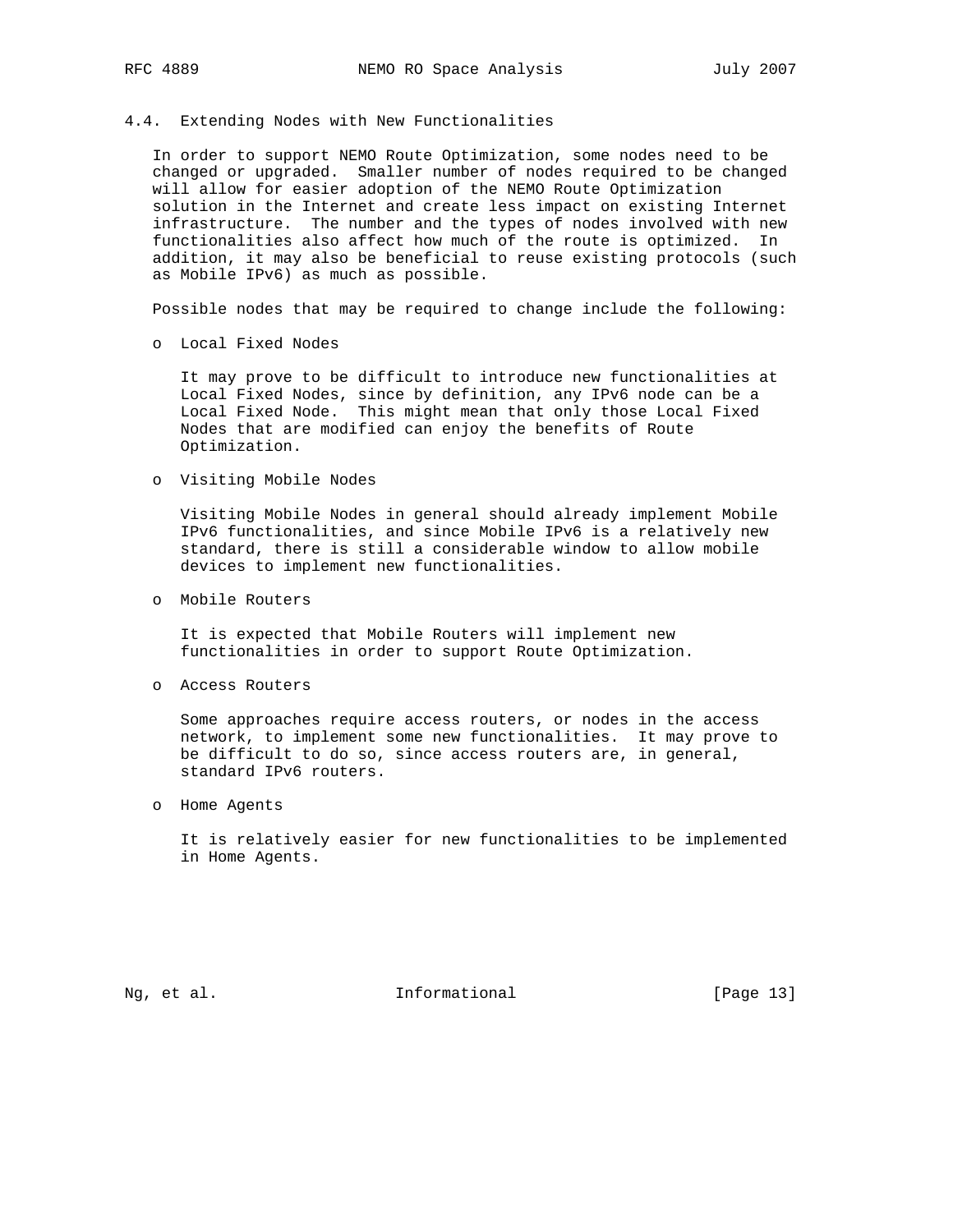### 4.4. Extending Nodes with New Functionalities

In order to support NEMO Route Optimization, some nodes need to be changed or upgraded. Smaller number of nodes required to be changed will allow for easier adoption of the NEMO Route Optimization solution in the Internet and create less impact on existing Internet infrastructure. The number and the types of nodes involved with new functionalities also affect how much of the route is optimized. In addition, it may also be beneficial to reuse existing protocols (such as Mobile IPv6) as much as possible.

Possible nodes that may be required to change include the following:

- Local Fixed Nodes

  It may prove to be difficult to introduce new functionalities at Local Fixed Nodes, since by definition, any IPv6 node can be a Local Fixed Node. This might mean that only those Local Fixed Nodes that are modified can enjoy the benefits of Route Optimization.

- Visiting Mobile Nodes

  Visiting Mobile Nodes in general should already implement Mobile IPv6 functionalities, and since Mobile IPv6 is a relatively new standard, there is still a considerable window to allow mobile devices to implement new functionalities.

- Mobile Routers

  It is expected that Mobile Routers will implement new functionalities in order to support Route Optimization.

- Access Routers

  Some approaches require access routers, or nodes in the access network, to implement some new functionalities. It may prove to be difficult to do so, since access routers are, in general, standard IPv6 routers.

- Home Agents

  It is relatively easier for new functionalities to be implemented in Home Agents.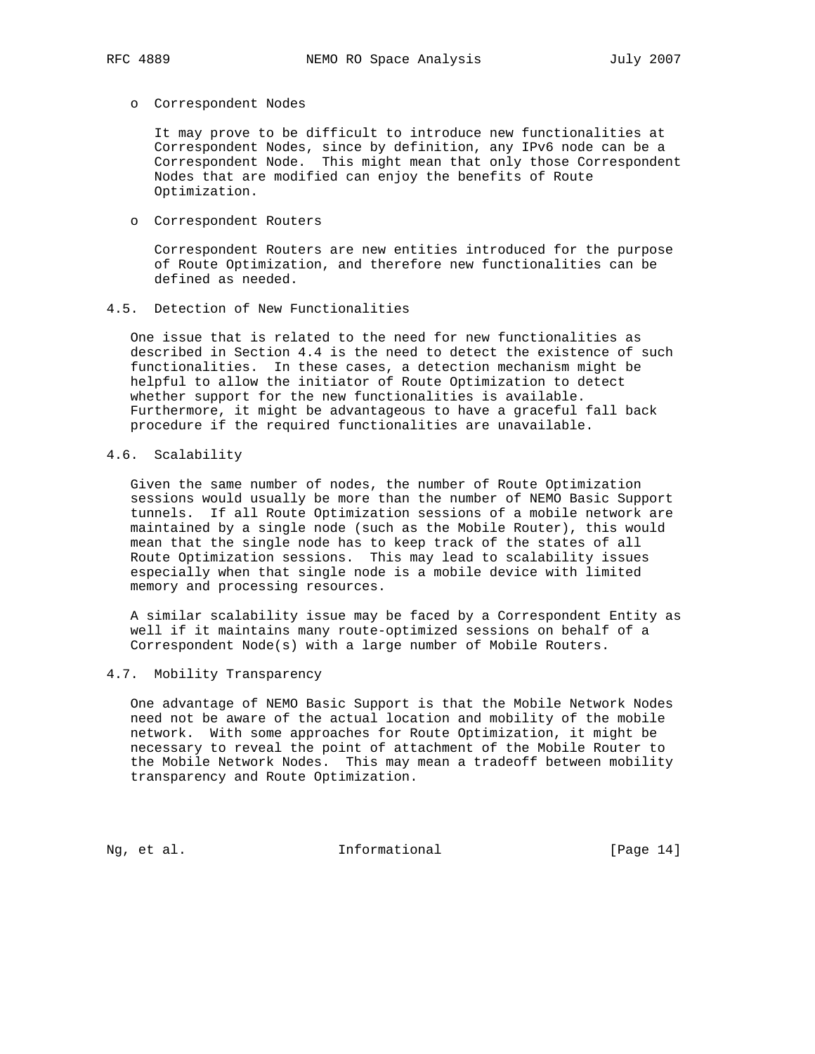- Correspondent Nodes

  It may prove to be difficult to introduce new functionalities at Correspondent Nodes, since by definition, any IPv6 node can be a Correspondent Node. This might mean that only those Correspondent Nodes that are modified can enjoy the benefits of Route Optimization.

- Correspondent Routers

  Correspondent Routers are new entities introduced for the purpose of Route Optimization, and therefore new functionalities can be defined as needed.

### 4.5. Detection of New Functionalities

One issue that is related to the need for new functionalities as described in Section 4.4 is the need to detect the existence of such functionalities. In these cases, a detection mechanism might be helpful to allow the initiator of Route Optimization to detect whether support for the new functionalities is available. Furthermore, it might be advantageous to have a graceful fall back procedure if the required functionalities are unavailable.

### 4.6. Scalability

Given the same number of nodes, the number of Route Optimization sessions would usually be more than the number of NEMO Basic Support tunnels. If all Route Optimization sessions of a mobile network are maintained by a single node (such as the Mobile Router), this would mean that the single node has to keep track of the states of all Route Optimization sessions. This may lead to scalability issues especially when that single node is a mobile device with limited memory and processing resources.

A similar scalability issue may be faced by a Correspondent Entity as well if it maintains many route-optimized sessions on behalf of a Correspondent Node(s) with a large number of Mobile Routers.

### 4.7. Mobility Transparency

One advantage of NEMO Basic Support is that the Mobile Network Nodes need not be aware of the actual location and mobility of the mobile network. With some approaches for Route Optimization, it might be necessary to reveal the point of attachment of the Mobile Router to the Mobile Network Nodes. This may mean a tradeoff between mobility transparency and Route Optimization.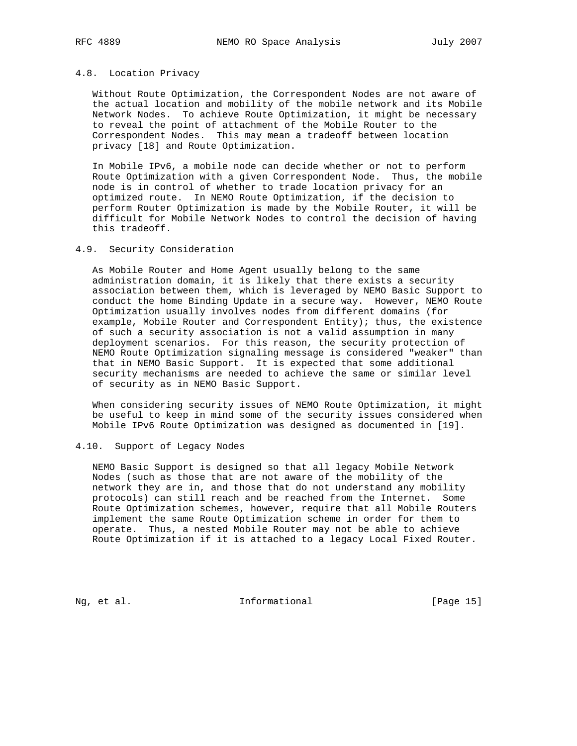### 4.8. Location Privacy

Without Route Optimization, the Correspondent Nodes are not aware of the actual location and mobility of the mobile network and its Mobile Network Nodes. To achieve Route Optimization, it might be necessary to reveal the point of attachment of the Mobile Router to the Correspondent Nodes. This may mean a tradeoff between location privacy [18] and Route Optimization.

In Mobile IPv6, a mobile node can decide whether or not to perform Route Optimization with a given Correspondent Node. Thus, the mobile node is in control of whether to trade location privacy for an optimized route. In NEMO Route Optimization, if the decision to perform Router Optimization is made by the Mobile Router, it will be difficult for Mobile Network Nodes to control the decision of having this tradeoff.

### 4.9. Security Consideration

As Mobile Router and Home Agent usually belong to the same administration domain, it is likely that there exists a security association between them, which is leveraged by NEMO Basic Support to conduct the home Binding Update in a secure way. However, NEMO Route Optimization usually involves nodes from different domains (for example, Mobile Router and Correspondent Entity); thus, the existence of such a security association is not a valid assumption in many deployment scenarios. For this reason, the security protection of NEMO Route Optimization signaling message is considered "weaker" than that in NEMO Basic Support. It is expected that some additional security mechanisms are needed to achieve the same or similar level of security as in NEMO Basic Support.

When considering security issues of NEMO Route Optimization, it might be useful to keep in mind some of the security issues considered when Mobile IPv6 Route Optimization was designed as documented in [19].

### 4.10. Support of Legacy Nodes

NEMO Basic Support is designed so that all legacy Mobile Network Nodes (such as those that are not aware of the mobility of the network they are in, and those that do not understand any mobility protocols) can still reach and be reached from the Internet. Some Route Optimization schemes, however, require that all Mobile Routers implement the same Route Optimization scheme in order for them to operate. Thus, a nested Mobile Router may not be able to achieve Route Optimization if it is attached to a legacy Local Fixed Router.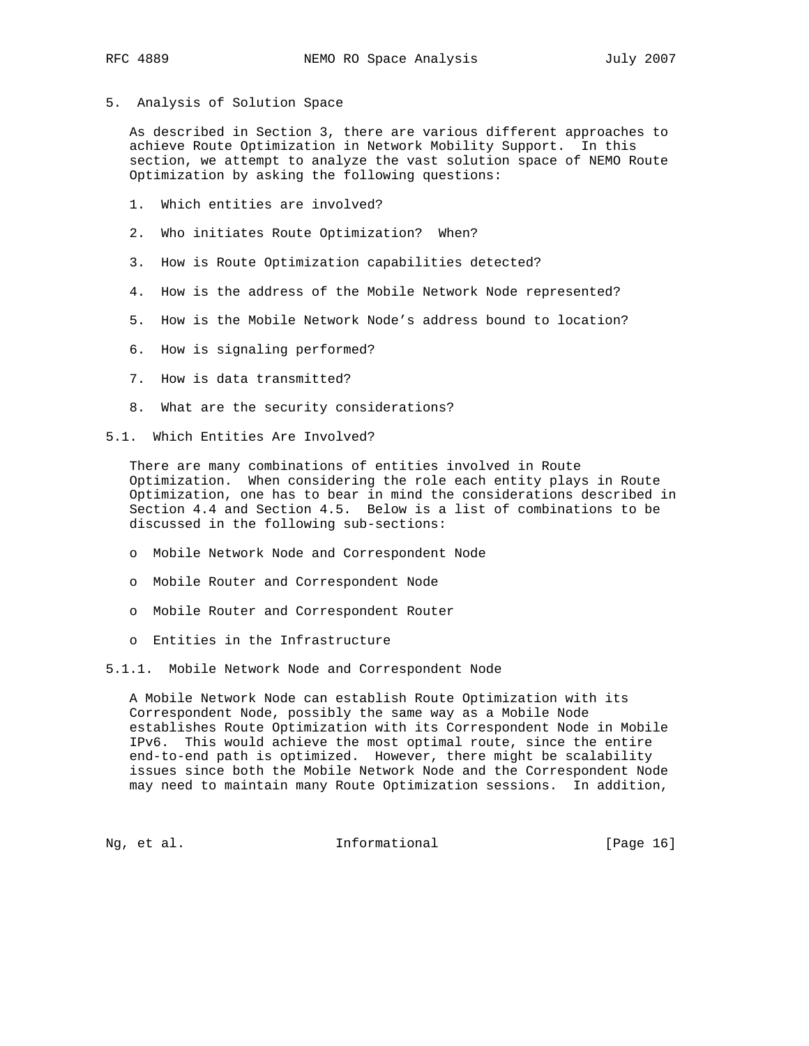## 5. Analysis of Solution Space

As described in Section 3, there are various different approaches to achieve Route Optimization in Network Mobility Support. In this section, we attempt to analyze the vast solution space of NEMO Route Optimization by asking the following questions:

1. Which entities are involved?
2. Who initiates Route Optimization? When?
3. How is Route Optimization capabilities detected?
4. How is the address of the Mobile Network Node represented?
5. How is the Mobile Network Node's address bound to location?
6. How is signaling performed?
7. How is data transmitted?
8. What are the security considerations?

### 5.1. Which Entities Are Involved?

There are many combinations of entities involved in Route Optimization. When considering the role each entity plays in Route Optimization, one has to bear in mind the considerations described in Section 4.4 and Section 4.5. Below is a list of combinations to be discussed in the following sub-sections:

- Mobile Network Node and Correspondent Node
- Mobile Router and Correspondent Node
- Mobile Router and Correspondent Router
- Entities in the Infrastructure

#### 5.1.1. Mobile Network Node and Correspondent Node

A Mobile Network Node can establish Route Optimization with its Correspondent Node, possibly the same way as a Mobile Node establishes Route Optimization with its Correspondent Node in Mobile IPv6. This would achieve the most optimal route, since the entire end-to-end path is optimized. However, there might be scalability issues since both the Mobile Network Node and the Correspondent Node may need to maintain many Route Optimization sessions. In addition,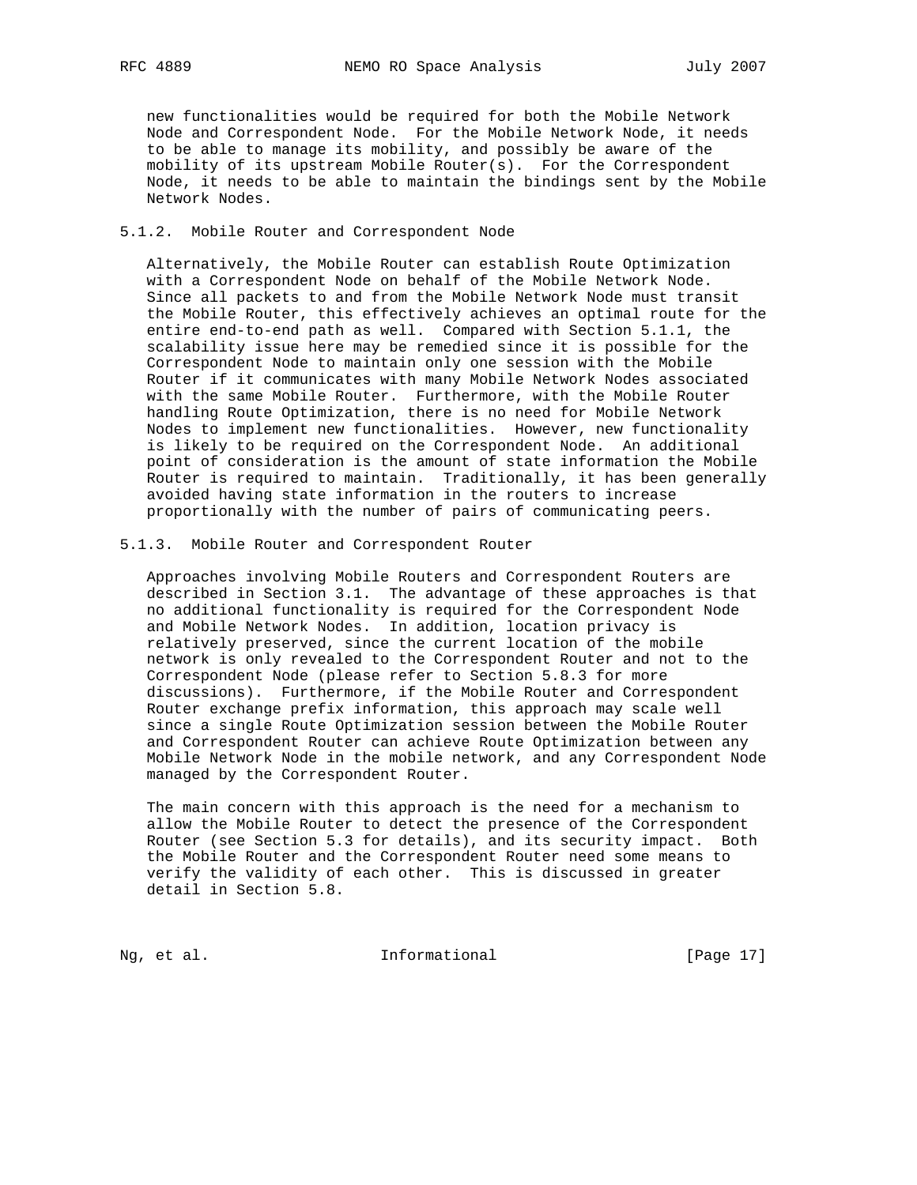new functionalities would be required for both the Mobile Network Node and Correspondent Node. For the Mobile Network Node, it needs to be able to manage its mobility, and possibly be aware of the mobility of its upstream Mobile Router(s). For the Correspondent Node, it needs to be able to maintain the bindings sent by the Mobile Network Nodes.

### 5.1.2. Mobile Router and Correspondent Node

Alternatively, the Mobile Router can establish Route Optimization with a Correspondent Node on behalf of the Mobile Network Node. Since all packets to and from the Mobile Network Node must transit the Mobile Router, this effectively achieves an optimal route for the entire end-to-end path as well. Compared with Section 5.1.1, the scalability issue here may be remedied since it is possible for the Correspondent Node to maintain only one session with the Mobile Router if it communicates with many Mobile Network Nodes associated with the same Mobile Router. Furthermore, with the Mobile Router handling Route Optimization, there is no need for Mobile Network Nodes to implement new functionalities. However, new functionality is likely to be required on the Correspondent Node. An additional point of consideration is the amount of state information the Mobile Router is required to maintain. Traditionally, it has been generally avoided having state information in the routers to increase proportionally with the number of pairs of communicating peers.

### 5.1.3. Mobile Router and Correspondent Router

Approaches involving Mobile Routers and Correspondent Routers are described in Section 3.1. The advantage of these approaches is that no additional functionality is required for the Correspondent Node and Mobile Network Nodes. In addition, location privacy is relatively preserved, since the current location of the mobile network is only revealed to the Correspondent Router and not to the Correspondent Node (please refer to Section 5.8.3 for more discussions). Furthermore, if the Mobile Router and Correspondent Router exchange prefix information, this approach may scale well since a single Route Optimization session between the Mobile Router and Correspondent Router can achieve Route Optimization between any Mobile Network Node in the mobile network, and any Correspondent Node managed by the Correspondent Router.

The main concern with this approach is the need for a mechanism to allow the Mobile Router to detect the presence of the Correspondent Router (see Section 5.3 for details), and its security impact. Both the Mobile Router and the Correspondent Router need some means to verify the validity of each other. This is discussed in greater detail in Section 5.8.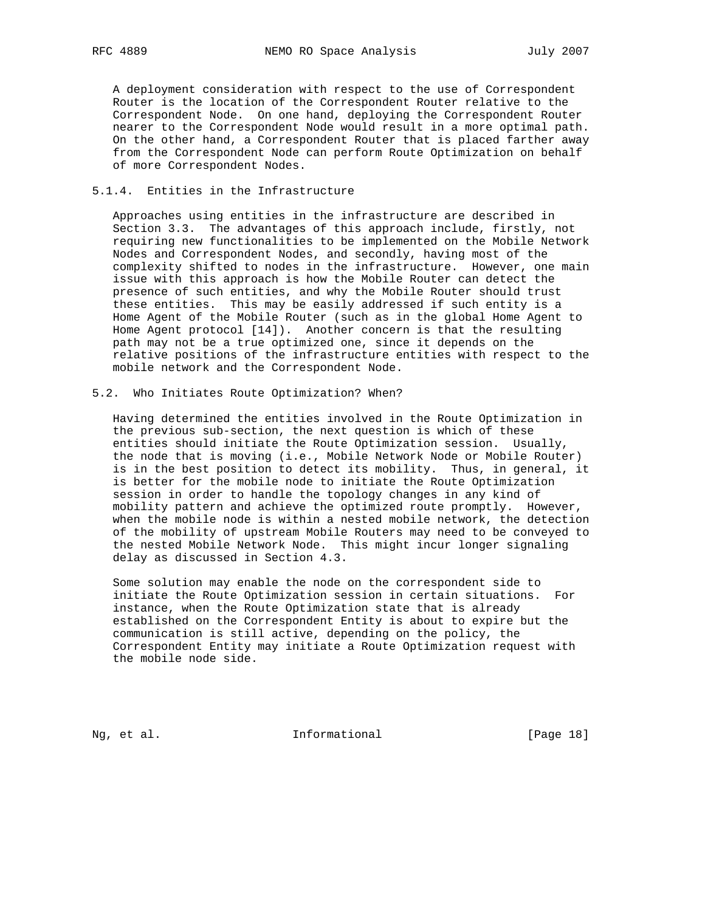A deployment consideration with respect to the use of Correspondent Router is the location of the Correspondent Router relative to the Correspondent Node. On one hand, deploying the Correspondent Router nearer to the Correspondent Node would result in a more optimal path. On the other hand, a Correspondent Router that is placed farther away from the Correspondent Node can perform Route Optimization on behalf of more Correspondent Nodes.

### 5.1.4. Entities in the Infrastructure

Approaches using entities in the infrastructure are described in Section 3.3. The advantages of this approach include, firstly, not requiring new functionalities to be implemented on the Mobile Network Nodes and Correspondent Nodes, and secondly, having most of the complexity shifted to nodes in the infrastructure. However, one main issue with this approach is how the Mobile Router can detect the presence of such entities, and why the Mobile Router should trust these entities. This may be easily addressed if such entity is a Home Agent of the Mobile Router (such as in the global Home Agent to Home Agent protocol [14]). Another concern is that the resulting path may not be a true optimized one, since it depends on the relative positions of the infrastructure entities with respect to the mobile network and the Correspondent Node.

## 5.2. Who Initiates Route Optimization? When?

Having determined the entities involved in the Route Optimization in the previous sub-section, the next question is which of these entities should initiate the Route Optimization session. Usually, the node that is moving (i.e., Mobile Network Node or Mobile Router) is in the best position to detect its mobility. Thus, in general, it is better for the mobile node to initiate the Route Optimization session in order to handle the topology changes in any kind of mobility pattern and achieve the optimized route promptly. However, when the mobile node is within a nested mobile network, the detection of the mobility of upstream Mobile Routers may need to be conveyed to the nested Mobile Network Node. This might incur longer signaling delay as discussed in Section 4.3.

Some solution may enable the node on the correspondent side to initiate the Route Optimization session in certain situations. For instance, when the Route Optimization state that is already established on the Correspondent Entity is about to expire but the communication is still active, depending on the policy, the Correspondent Entity may initiate a Route Optimization request with the mobile node side.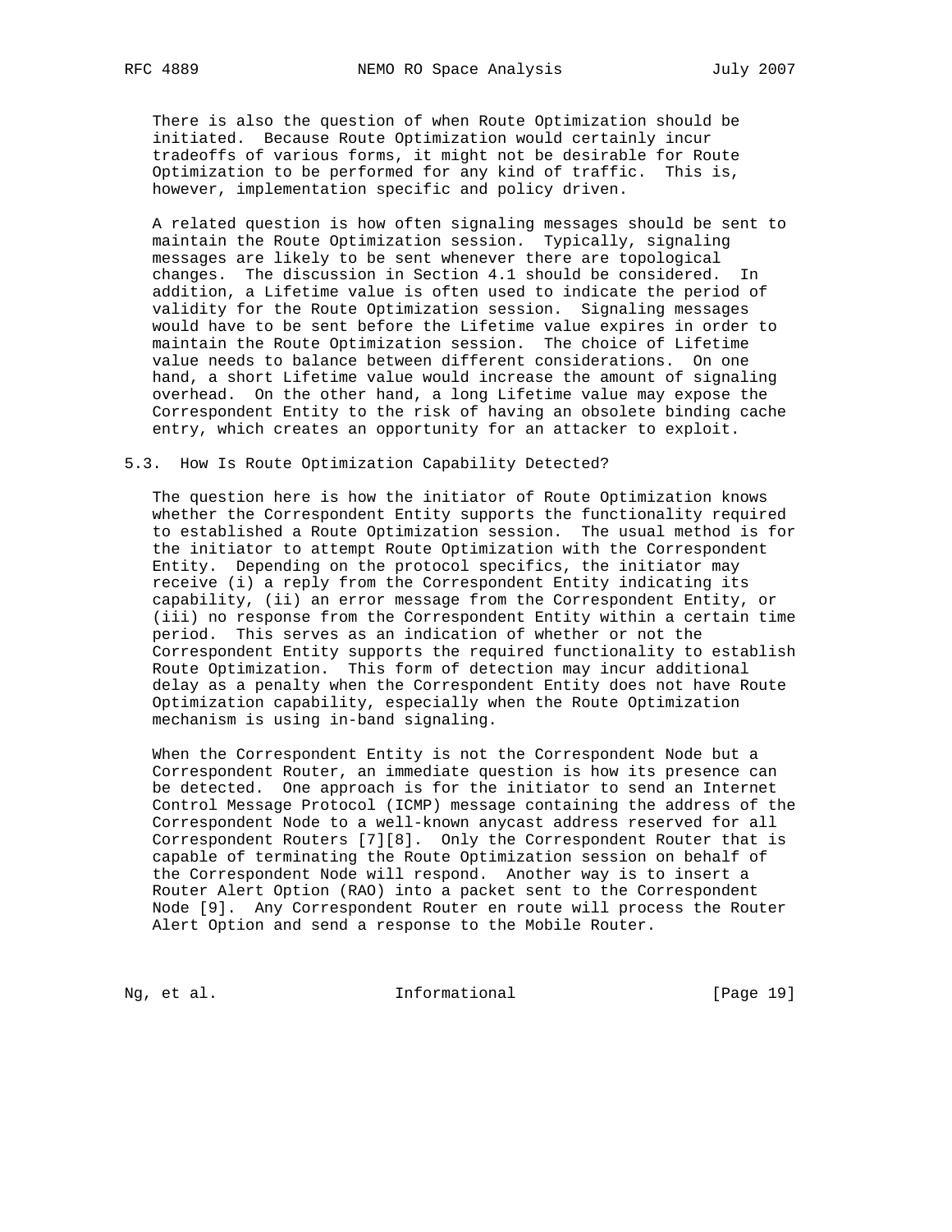There is also the question of when Route Optimization should be initiated. Because Route Optimization would certainly incur tradeoffs of various forms, it might not be desirable for Route Optimization to be performed for any kind of traffic. This is, however, implementation specific and policy driven.

A related question is how often signaling messages should be sent to maintain the Route Optimization session. Typically, signaling messages are likely to be sent whenever there are topological changes. The discussion in Section 4.1 should be considered. In addition, a Lifetime value is often used to indicate the period of validity for the Route Optimization session. Signaling messages would have to be sent before the Lifetime value expires in order to maintain the Route Optimization session. The choice of Lifetime value needs to balance between different considerations. On one hand, a short Lifetime value would increase the amount of signaling overhead. On the other hand, a long Lifetime value may expose the Correspondent Entity to the risk of having an obsolete binding cache entry, which creates an opportunity for an attacker to exploit.

### 5.3. How Is Route Optimization Capability Detected?

The question here is how the initiator of Route Optimization knows whether the Correspondent Entity supports the functionality required to established a Route Optimization session. The usual method is for the initiator to attempt Route Optimization with the Correspondent Entity. Depending on the protocol specifics, the initiator may receive (i) a reply from the Correspondent Entity indicating its capability, (ii) an error message from the Correspondent Entity, or (iii) no response from the Correspondent Entity within a certain time period. This serves as an indication of whether or not the Correspondent Entity supports the required functionality to establish Route Optimization. This form of detection may incur additional delay as a penalty when the Correspondent Entity does not have Route Optimization capability, especially when the Route Optimization mechanism is using in-band signaling.

When the Correspondent Entity is not the Correspondent Node but a Correspondent Router, an immediate question is how its presence can be detected. One approach is for the initiator to send an Internet Control Message Protocol (ICMP) message containing the address of the Correspondent Node to a well-known anycast address reserved for all Correspondent Routers [7][8]. Only the Correspondent Router that is capable of terminating the Route Optimization session on behalf of the Correspondent Node will respond. Another way is to insert a Router Alert Option (RAO) into a packet sent to the Correspondent Node [9]. Any Correspondent Router en route will process the Router Alert Option and send a response to the Mobile Router.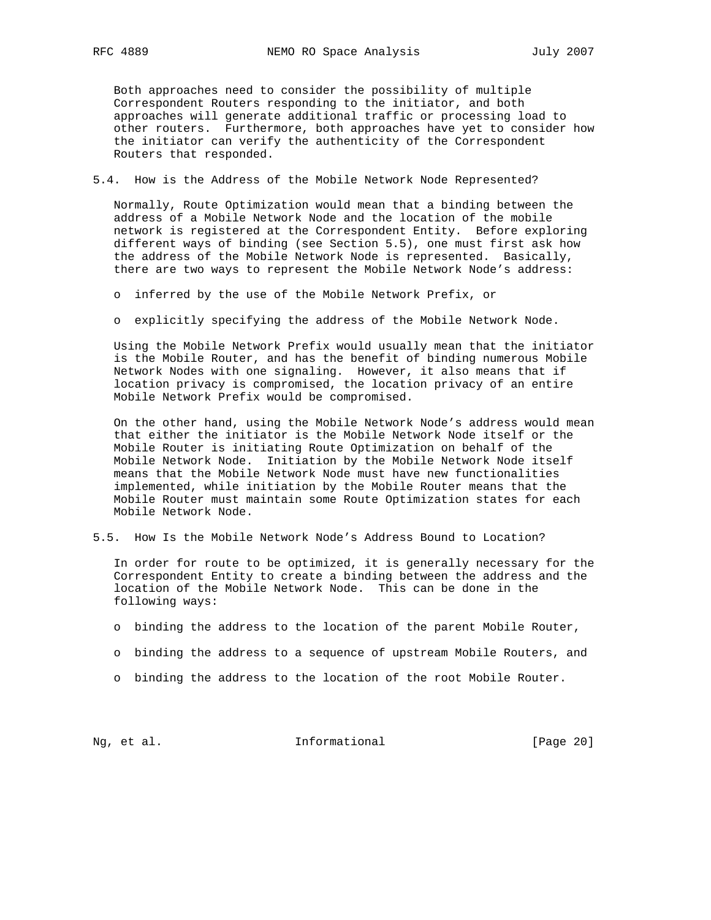Both approaches need to consider the possibility of multiple Correspondent Routers responding to the initiator, and both approaches will generate additional traffic or processing load to other routers. Furthermore, both approaches have yet to consider how the initiator can verify the authenticity of the Correspondent Routers that responded.

### 5.4. How is the Address of the Mobile Network Node Represented?

Normally, Route Optimization would mean that a binding between the address of a Mobile Network Node and the location of the mobile network is registered at the Correspondent Entity. Before exploring different ways of binding (see Section 5.5), one must first ask how the address of the Mobile Network Node is represented. Basically, there are two ways to represent the Mobile Network Node's address:

- inferred by the use of the Mobile Network Prefix, or
- explicitly specifying the address of the Mobile Network Node.

Using the Mobile Network Prefix would usually mean that the initiator is the Mobile Router, and has the benefit of binding numerous Mobile Network Nodes with one signaling. However, it also means that if location privacy is compromised, the location privacy of an entire Mobile Network Prefix would be compromised.

On the other hand, using the Mobile Network Node's address would mean that either the initiator is the Mobile Network Node itself or the Mobile Router is initiating Route Optimization on behalf of the Mobile Network Node. Initiation by the Mobile Network Node itself means that the Mobile Network Node must have new functionalities implemented, while initiation by the Mobile Router means that the Mobile Router must maintain some Route Optimization states for each Mobile Network Node.

### 5.5. How Is the Mobile Network Node's Address Bound to Location?

In order for route to be optimized, it is generally necessary for the Correspondent Entity to create a binding between the address and the location of the Mobile Network Node. This can be done in the following ways:

- binding the address to the location of the parent Mobile Router,
- binding the address to a sequence of upstream Mobile Routers, and
- binding the address to the location of the root Mobile Router.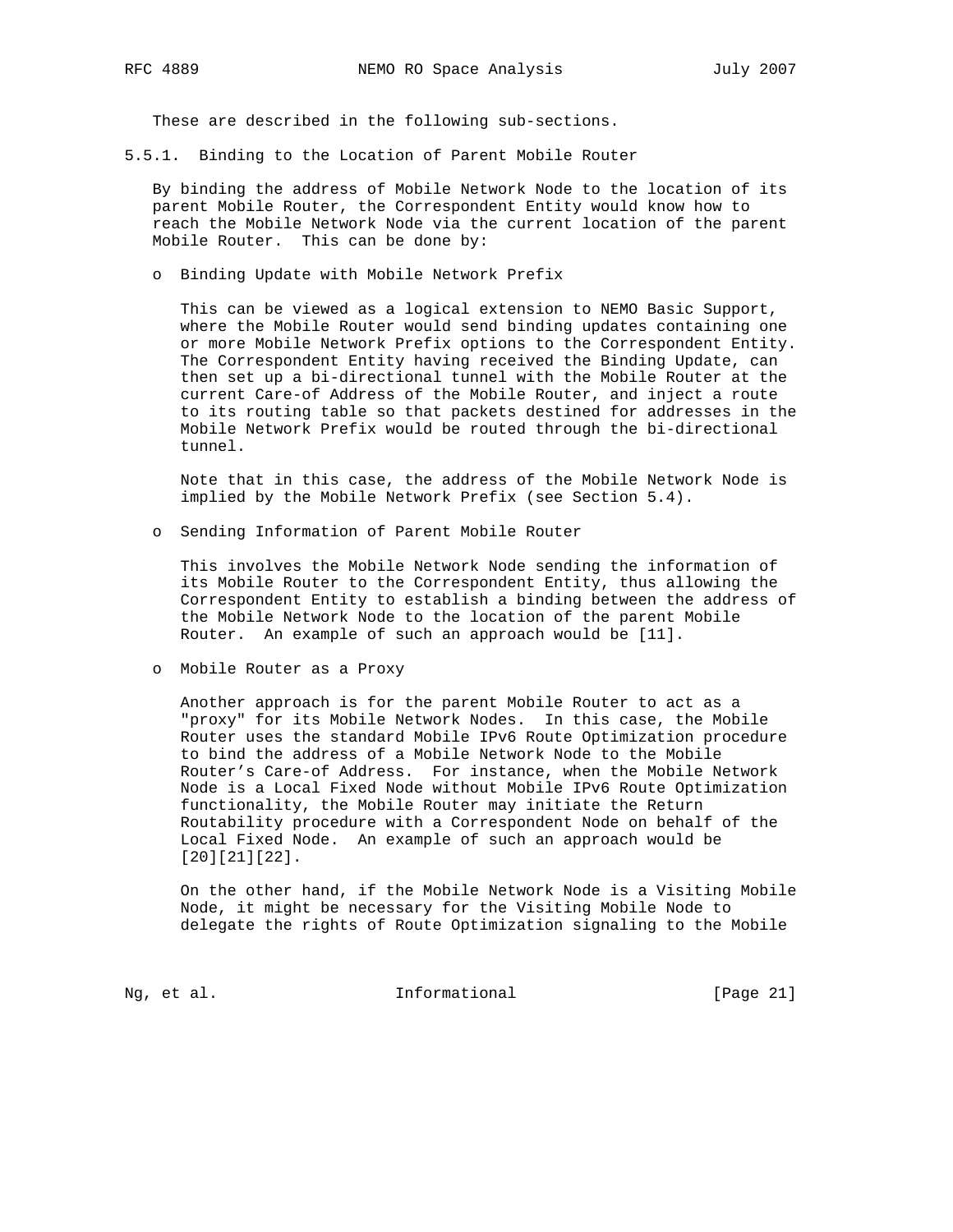These are described in the following sub-sections.

### 5.5.1. Binding to the Location of Parent Mobile Router

By binding the address of Mobile Network Node to the location of its parent Mobile Router, the Correspondent Entity would know how to reach the Mobile Network Node via the current location of the parent Mobile Router. This can be done by:

- Binding Update with Mobile Network Prefix

  This can be viewed as a logical extension to NEMO Basic Support, where the Mobile Router would send binding updates containing one or more Mobile Network Prefix options to the Correspondent Entity. The Correspondent Entity having received the Binding Update, can then set up a bi-directional tunnel with the Mobile Router at the current Care-of Address of the Mobile Router, and inject a route to its routing table so that packets destined for addresses in the Mobile Network Prefix would be routed through the bi-directional tunnel.

  Note that in this case, the address of the Mobile Network Node is implied by the Mobile Network Prefix (see Section 5.4).

- Sending Information of Parent Mobile Router

  This involves the Mobile Network Node sending the information of its Mobile Router to the Correspondent Entity, thus allowing the Correspondent Entity to establish a binding between the address of the Mobile Network Node to the location of the parent Mobile Router. An example of such an approach would be [11].

- Mobile Router as a Proxy

  Another approach is for the parent Mobile Router to act as a "proxy" for its Mobile Network Nodes. In this case, the Mobile Router uses the standard Mobile IPv6 Route Optimization procedure to bind the address of a Mobile Network Node to the Mobile Router's Care-of Address. For instance, when the Mobile Network Node is a Local Fixed Node without Mobile IPv6 Route Optimization functionality, the Mobile Router may initiate the Return Routability procedure with a Correspondent Node on behalf of the Local Fixed Node. An example of such an approach would be [20][21][22].

  On the other hand, if the Mobile Network Node is a Visiting Mobile Node, it might be necessary for the Visiting Mobile Node to delegate the rights of Route Optimization signaling to the Mobile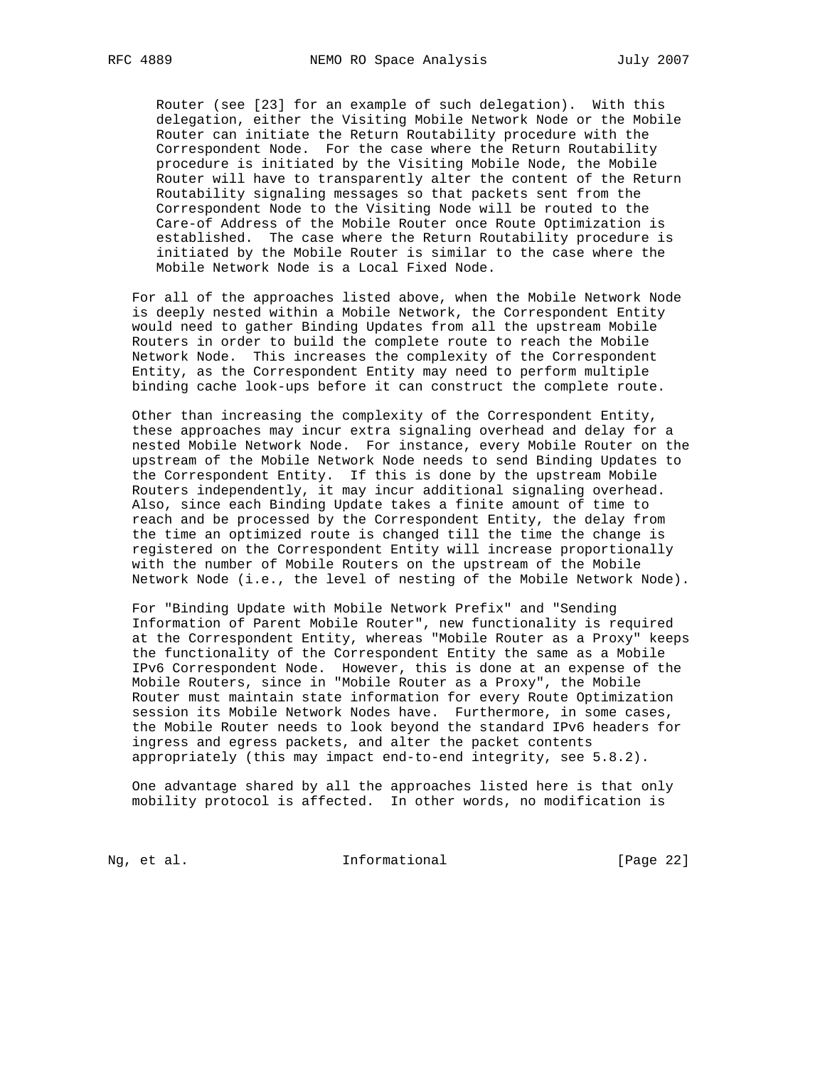Router (see [23] for an example of such delegation). With this delegation, either the Visiting Mobile Network Node or the Mobile Router can initiate the Return Routability procedure with the Correspondent Node. For the case where the Return Routability procedure is initiated by the Visiting Mobile Node, the Mobile Router will have to transparently alter the content of the Return Routability signaling messages so that packets sent from the Correspondent Node to the Visiting Node will be routed to the Care-of Address of the Mobile Router once Route Optimization is established. The case where the Return Routability procedure is initiated by the Mobile Router is similar to the case where the Mobile Network Node is a Local Fixed Node.

For all of the approaches listed above, when the Mobile Network Node is deeply nested within a Mobile Network, the Correspondent Entity would need to gather Binding Updates from all the upstream Mobile Routers in order to build the complete route to reach the Mobile Network Node. This increases the complexity of the Correspondent Entity, as the Correspondent Entity may need to perform multiple binding cache look-ups before it can construct the complete route.

Other than increasing the complexity of the Correspondent Entity, these approaches may incur extra signaling overhead and delay for a nested Mobile Network Node. For instance, every Mobile Router on the upstream of the Mobile Network Node needs to send Binding Updates to the Correspondent Entity. If this is done by the upstream Mobile Routers independently, it may incur additional signaling overhead. Also, since each Binding Update takes a finite amount of time to reach and be processed by the Correspondent Entity, the delay from the time an optimized route is changed till the time the change is registered on the Correspondent Entity will increase proportionally with the number of Mobile Routers on the upstream of the Mobile Network Node (i.e., the level of nesting of the Mobile Network Node).

For "Binding Update with Mobile Network Prefix" and "Sending Information of Parent Mobile Router", new functionality is required at the Correspondent Entity, whereas "Mobile Router as a Proxy" keeps the functionality of the Correspondent Entity the same as a Mobile IPv6 Correspondent Node. However, this is done at an expense of the Mobile Routers, since in "Mobile Router as a Proxy", the Mobile Router must maintain state information for every Route Optimization session its Mobile Network Nodes have. Furthermore, in some cases, the Mobile Router needs to look beyond the standard IPv6 headers for ingress and egress packets, and alter the packet contents appropriately (this may impact end-to-end integrity, see 5.8.2).

One advantage shared by all the approaches listed here is that only mobility protocol is affected. In other words, no modification is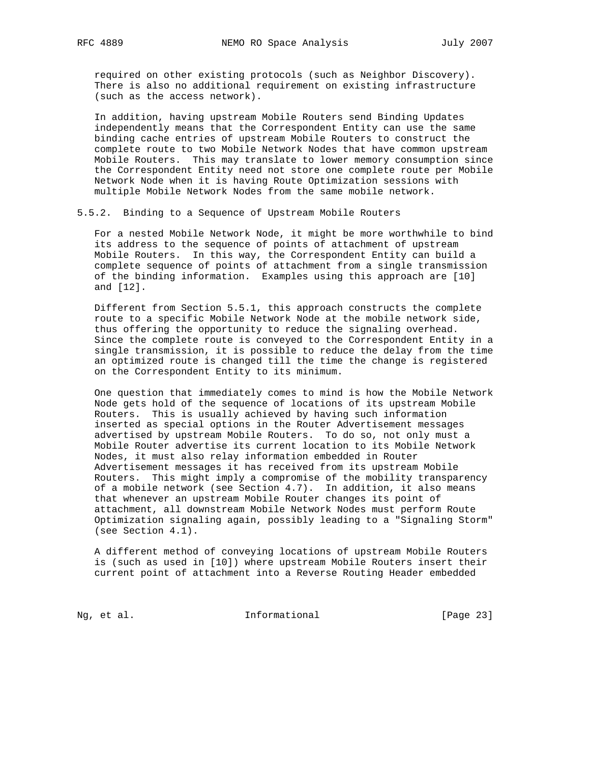required on other existing protocols (such as Neighbor Discovery). There is also no additional requirement on existing infrastructure (such as the access network).

In addition, having upstream Mobile Routers send Binding Updates independently means that the Correspondent Entity can use the same binding cache entries of upstream Mobile Routers to construct the complete route to two Mobile Network Nodes that have common upstream Mobile Routers. This may translate to lower memory consumption since the Correspondent Entity need not store one complete route per Mobile Network Node when it is having Route Optimization sessions with multiple Mobile Network Nodes from the same mobile network.

### 5.5.2. Binding to a Sequence of Upstream Mobile Routers

For a nested Mobile Network Node, it might be more worthwhile to bind its address to the sequence of points of attachment of upstream Mobile Routers. In this way, the Correspondent Entity can build a complete sequence of points of attachment from a single transmission of the binding information. Examples using this approach are [10] and [12].

Different from Section 5.5.1, this approach constructs the complete route to a specific Mobile Network Node at the mobile network side, thus offering the opportunity to reduce the signaling overhead. Since the complete route is conveyed to the Correspondent Entity in a single transmission, it is possible to reduce the delay from the time an optimized route is changed till the time the change is registered on the Correspondent Entity to its minimum.

One question that immediately comes to mind is how the Mobile Network Node gets hold of the sequence of locations of its upstream Mobile Routers. This is usually achieved by having such information inserted as special options in the Router Advertisement messages advertised by upstream Mobile Routers. To do so, not only must a Mobile Router advertise its current location to its Mobile Network Nodes, it must also relay information embedded in Router Advertisement messages it has received from its upstream Mobile Routers. This might imply a compromise of the mobility transparency of a mobile network (see Section 4.7). In addition, it also means that whenever an upstream Mobile Router changes its point of attachment, all downstream Mobile Network Nodes must perform Route Optimization signaling again, possibly leading to a "Signaling Storm" (see Section 4.1).

A different method of conveying locations of upstream Mobile Routers is (such as used in [10]) where upstream Mobile Routers insert their current point of attachment into a Reverse Routing Header embedded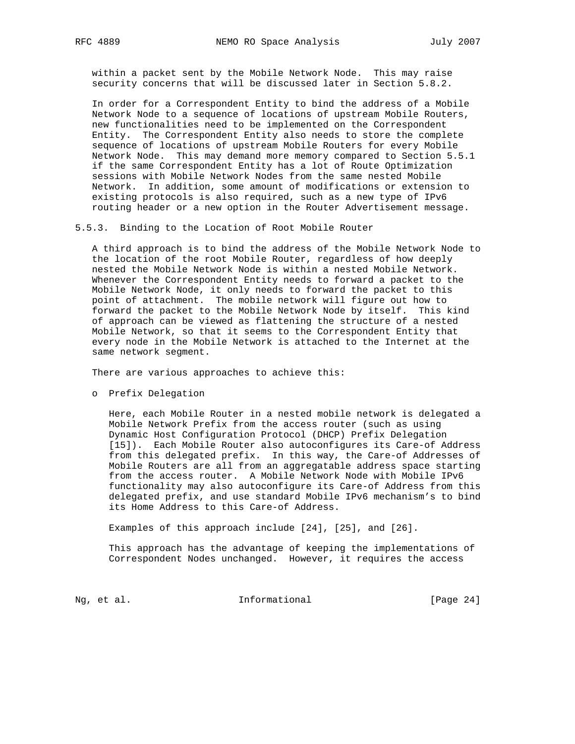within a packet sent by the Mobile Network Node. This may raise security concerns that will be discussed later in Section 5.8.2.

In order for a Correspondent Entity to bind the address of a Mobile Network Node to a sequence of locations of upstream Mobile Routers, new functionalities need to be implemented on the Correspondent Entity. The Correspondent Entity also needs to store the complete sequence of locations of upstream Mobile Routers for every Mobile Network Node. This may demand more memory compared to Section 5.5.1 if the same Correspondent Entity has a lot of Route Optimization sessions with Mobile Network Nodes from the same nested Mobile Network. In addition, some amount of modifications or extension to existing protocols is also required, such as a new type of IPv6 routing header or a new option in the Router Advertisement message.

### 5.5.3. Binding to the Location of Root Mobile Router

A third approach is to bind the address of the Mobile Network Node to the location of the root Mobile Router, regardless of how deeply nested the Mobile Network Node is within a nested Mobile Network. Whenever the Correspondent Entity needs to forward a packet to the Mobile Network Node, it only needs to forward the packet to this point of attachment. The mobile network will figure out how to forward the packet to the Mobile Network Node by itself. This kind of approach can be viewed as flattening the structure of a nested Mobile Network, so that it seems to the Correspondent Entity that every node in the Mobile Network is attached to the Internet at the same network segment.

There are various approaches to achieve this:

- Prefix Delegation

  Here, each Mobile Router in a nested mobile network is delegated a Mobile Network Prefix from the access router (such as using Dynamic Host Configuration Protocol (DHCP) Prefix Delegation [15]). Each Mobile Router also autoconfigures its Care-of Address from this delegated prefix. In this way, the Care-of Addresses of Mobile Routers are all from an aggregatable address space starting from the access router. A Mobile Network Node with Mobile IPv6 functionality may also autoconfigure its Care-of Address from this delegated prefix, and use standard Mobile IPv6 mechanism's to bind its Home Address to this Care-of Address.

  Examples of this approach include [24], [25], and [26].

  This approach has the advantage of keeping the implementations of Correspondent Nodes unchanged. However, it requires the access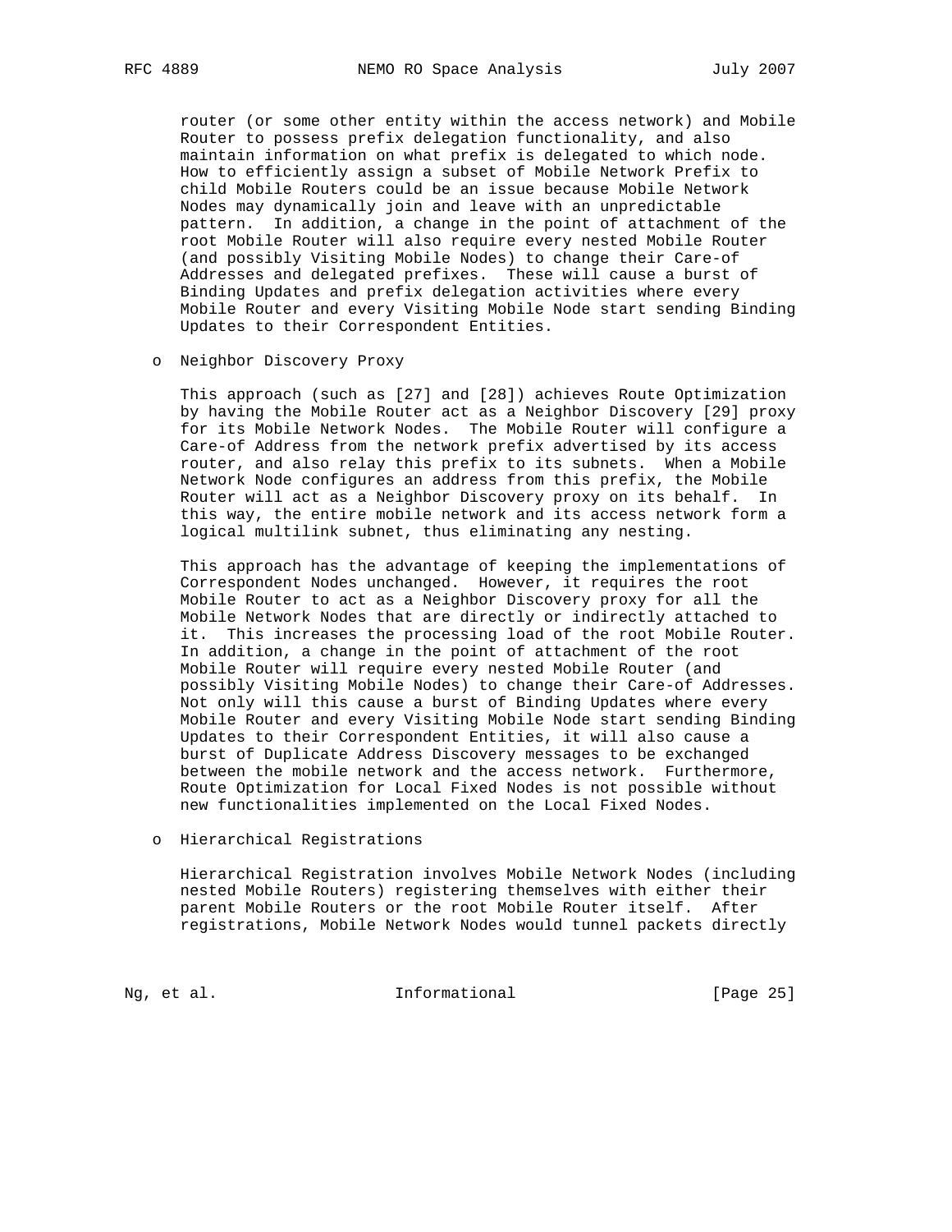router (or some other entity within the access network) and Mobile Router to possess prefix delegation functionality, and also maintain information on what prefix is delegated to which node. How to efficiently assign a subset of Mobile Network Prefix to child Mobile Routers could be an issue because Mobile Network Nodes may dynamically join and leave with an unpredictable pattern. In addition, a change in the point of attachment of the root Mobile Router will also require every nested Mobile Router (and possibly Visiting Mobile Nodes) to change their Care-of Addresses and delegated prefixes. These will cause a burst of Binding Updates and prefix delegation activities where every Mobile Router and every Visiting Mobile Node start sending Binding Updates to their Correspondent Entities.

- Neighbor Discovery Proxy

  This approach (such as [27] and [28]) achieves Route Optimization by having the Mobile Router act as a Neighbor Discovery [29] proxy for its Mobile Network Nodes. The Mobile Router will configure a Care-of Address from the network prefix advertised by its access router, and also relay this prefix to its subnets. When a Mobile Network Node configures an address from this prefix, the Mobile Router will act as a Neighbor Discovery proxy on its behalf. In this way, the entire mobile network and its access network form a logical multilink subnet, thus eliminating any nesting.

  This approach has the advantage of keeping the implementations of Correspondent Nodes unchanged. However, it requires the root Mobile Router to act as a Neighbor Discovery proxy for all the Mobile Network Nodes that are directly or indirectly attached to it. This increases the processing load of the root Mobile Router. In addition, a change in the point of attachment of the root Mobile Router will require every nested Mobile Router (and possibly Visiting Mobile Nodes) to change their Care-of Addresses. Not only will this cause a burst of Binding Updates where every Mobile Router and every Visiting Mobile Node start sending Binding Updates to their Correspondent Entities, it will also cause a burst of Duplicate Address Discovery messages to be exchanged between the mobile network and the access network. Furthermore, Route Optimization for Local Fixed Nodes is not possible without new functionalities implemented on the Local Fixed Nodes.

- Hierarchical Registrations

  Hierarchical Registration involves Mobile Network Nodes (including nested Mobile Routers) registering themselves with either their parent Mobile Routers or the root Mobile Router itself. After registrations, Mobile Network Nodes would tunnel packets directly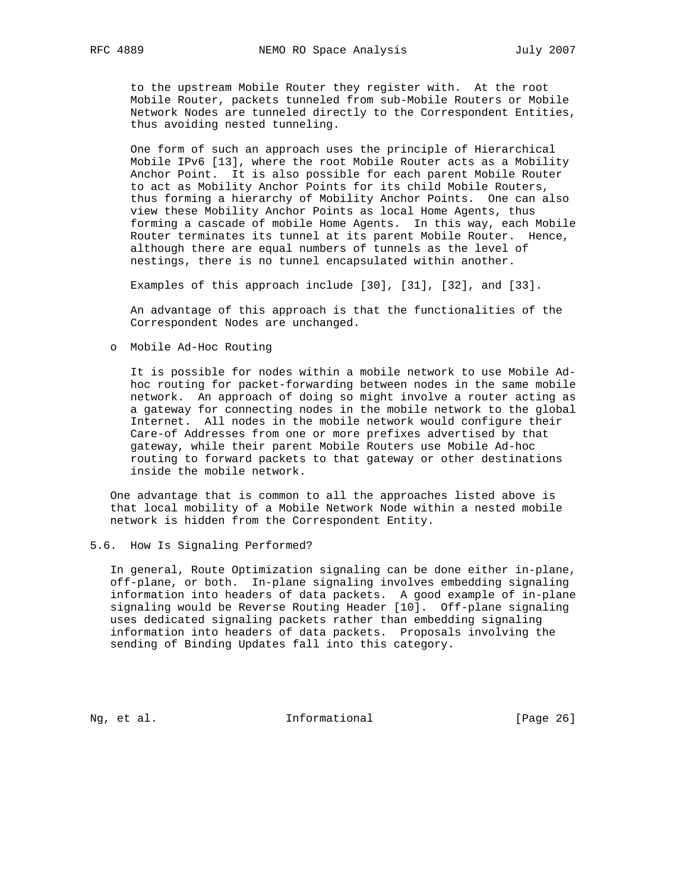to the upstream Mobile Router they register with. At the root Mobile Router, packets tunneled from sub-Mobile Routers or Mobile Network Nodes are tunneled directly to the Correspondent Entities, thus avoiding nested tunneling.

One form of such an approach uses the principle of Hierarchical Mobile IPv6 [13], where the root Mobile Router acts as a Mobility Anchor Point. It is also possible for each parent Mobile Router to act as Mobility Anchor Points for its child Mobile Routers, thus forming a hierarchy of Mobility Anchor Points. One can also view these Mobility Anchor Points as local Home Agents, thus forming a cascade of mobile Home Agents. In this way, each Mobile Router terminates its tunnel at its parent Mobile Router. Hence, although there are equal numbers of tunnels as the level of nestings, there is no tunnel encapsulated within another.

Examples of this approach include [30], [31], [32], and [33].

An advantage of this approach is that the functionalities of the Correspondent Nodes are unchanged.

- Mobile Ad-Hoc Routing

  It is possible for nodes within a mobile network to use Mobile Ad-hoc routing for packet-forwarding between nodes in the same mobile network. An approach of doing so might involve a router acting as a gateway for connecting nodes in the mobile network to the global Internet. All nodes in the mobile network would configure their Care-of Addresses from one or more prefixes advertised by that gateway, while their parent Mobile Routers use Mobile Ad-hoc routing to forward packets to that gateway or other destinations inside the mobile network.

One advantage that is common to all the approaches listed above is that local mobility of a Mobile Network Node within a nested mobile network is hidden from the Correspondent Entity.

### 5.6. How Is Signaling Performed?

In general, Route Optimization signaling can be done either in-plane, off-plane, or both. In-plane signaling involves embedding signaling information into headers of data packets. A good example of in-plane signaling would be Reverse Routing Header [10]. Off-plane signaling uses dedicated signaling packets rather than embedding signaling information into headers of data packets. Proposals involving the sending of Binding Updates fall into this category.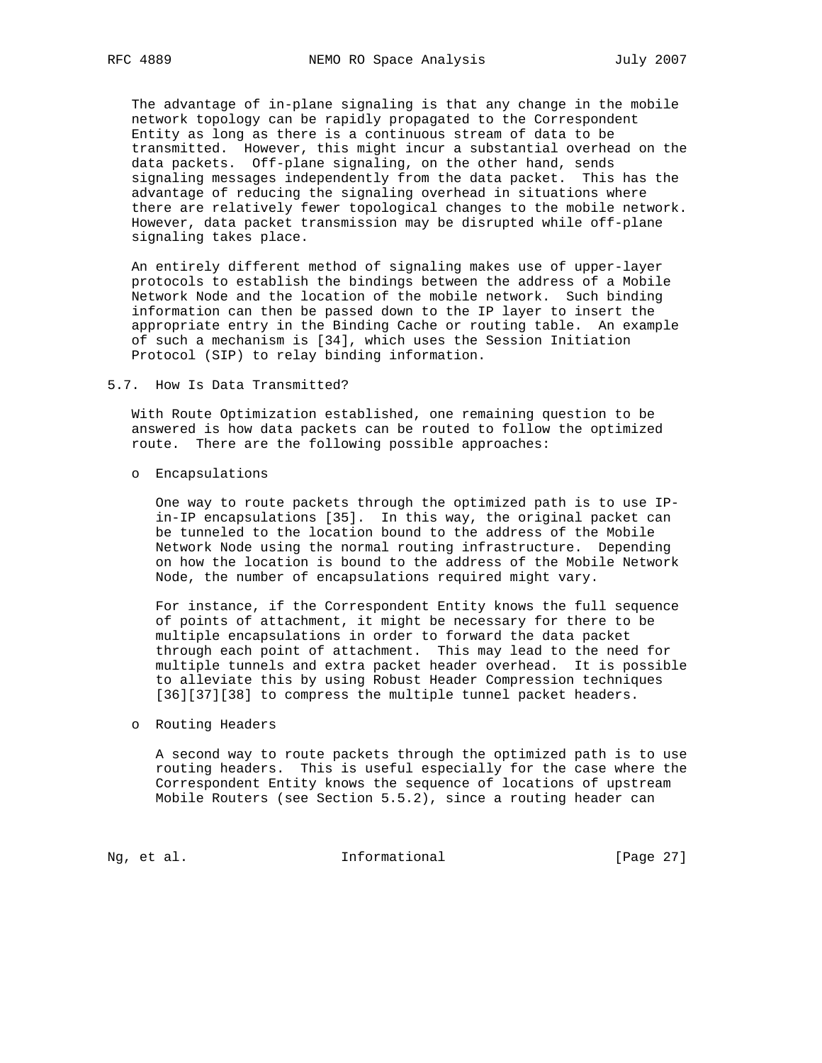The advantage of in-plane signaling is that any change in the mobile network topology can be rapidly propagated to the Correspondent Entity as long as there is a continuous stream of data to be transmitted. However, this might incur a substantial overhead on the data packets. Off-plane signaling, on the other hand, sends signaling messages independently from the data packet. This has the advantage of reducing the signaling overhead in situations where there are relatively fewer topological changes to the mobile network. However, data packet transmission may be disrupted while off-plane signaling takes place.

An entirely different method of signaling makes use of upper-layer protocols to establish the bindings between the address of a Mobile Network Node and the location of the mobile network. Such binding information can then be passed down to the IP layer to insert the appropriate entry in the Binding Cache or routing table. An example of such a mechanism is [34], which uses the Session Initiation Protocol (SIP) to relay binding information.

### 5.7. How Is Data Transmitted?

With Route Optimization established, one remaining question to be answered is how data packets can be routed to follow the optimized route. There are the following possible approaches:

- Encapsulations

  One way to route packets through the optimized path is to use IP-in-IP encapsulations [35]. In this way, the original packet can be tunneled to the location bound to the address of the Mobile Network Node using the normal routing infrastructure. Depending on how the location is bound to the address of the Mobile Network Node, the number of encapsulations required might vary.

  For instance, if the Correspondent Entity knows the full sequence of points of attachment, it might be necessary for there to be multiple encapsulations in order to forward the data packet through each point of attachment. This may lead to the need for multiple tunnels and extra packet header overhead. It is possible to alleviate this by using Robust Header Compression techniques [36][37][38] to compress the multiple tunnel packet headers.

- Routing Headers

  A second way to route packets through the optimized path is to use routing headers. This is useful especially for the case where the Correspondent Entity knows the sequence of locations of upstream Mobile Routers (see Section 5.5.2), since a routing header can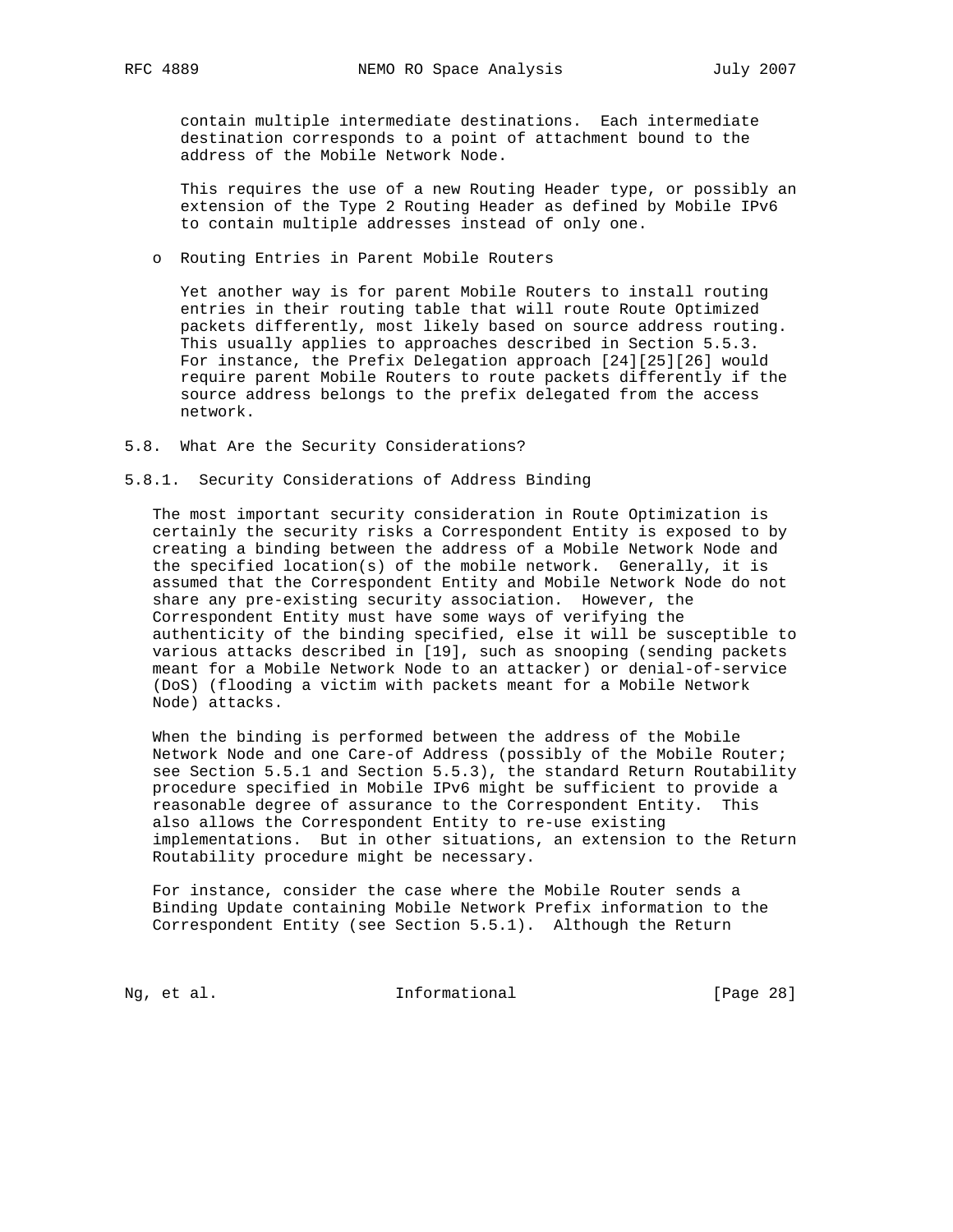contain multiple intermediate destinations. Each intermediate destination corresponds to a point of attachment bound to the address of the Mobile Network Node.

This requires the use of a new Routing Header type, or possibly an extension of the Type 2 Routing Header as defined by Mobile IPv6 to contain multiple addresses instead of only one.

- Routing Entries in Parent Mobile Routers

  Yet another way is for parent Mobile Routers to install routing entries in their routing table that will route Route Optimized packets differently, most likely based on source address routing. This usually applies to approaches described in Section 5.5.3. For instance, the Prefix Delegation approach [24][25][26] would require parent Mobile Routers to route packets differently if the source address belongs to the prefix delegated from the access network.

## 5.8. What Are the Security Considerations?

### 5.8.1. Security Considerations of Address Binding

The most important security consideration in Route Optimization is certainly the security risks a Correspondent Entity is exposed to by creating a binding between the address of a Mobile Network Node and the specified location(s) of the mobile network. Generally, it is assumed that the Correspondent Entity and Mobile Network Node do not share any pre-existing security association. However, the Correspondent Entity must have some ways of verifying the authenticity of the binding specified, else it will be susceptible to various attacks described in [19], such as snooping (sending packets meant for a Mobile Network Node to an attacker) or denial-of-service (DoS) (flooding a victim with packets meant for a Mobile Network Node) attacks.

When the binding is performed between the address of the Mobile Network Node and one Care-of Address (possibly of the Mobile Router; see Section 5.5.1 and Section 5.5.3), the standard Return Routability procedure specified in Mobile IPv6 might be sufficient to provide a reasonable degree of assurance to the Correspondent Entity. This also allows the Correspondent Entity to re-use existing implementations. But in other situations, an extension to the Return Routability procedure might be necessary.

For instance, consider the case where the Mobile Router sends a Binding Update containing Mobile Network Prefix information to the Correspondent Entity (see Section 5.5.1). Although the Return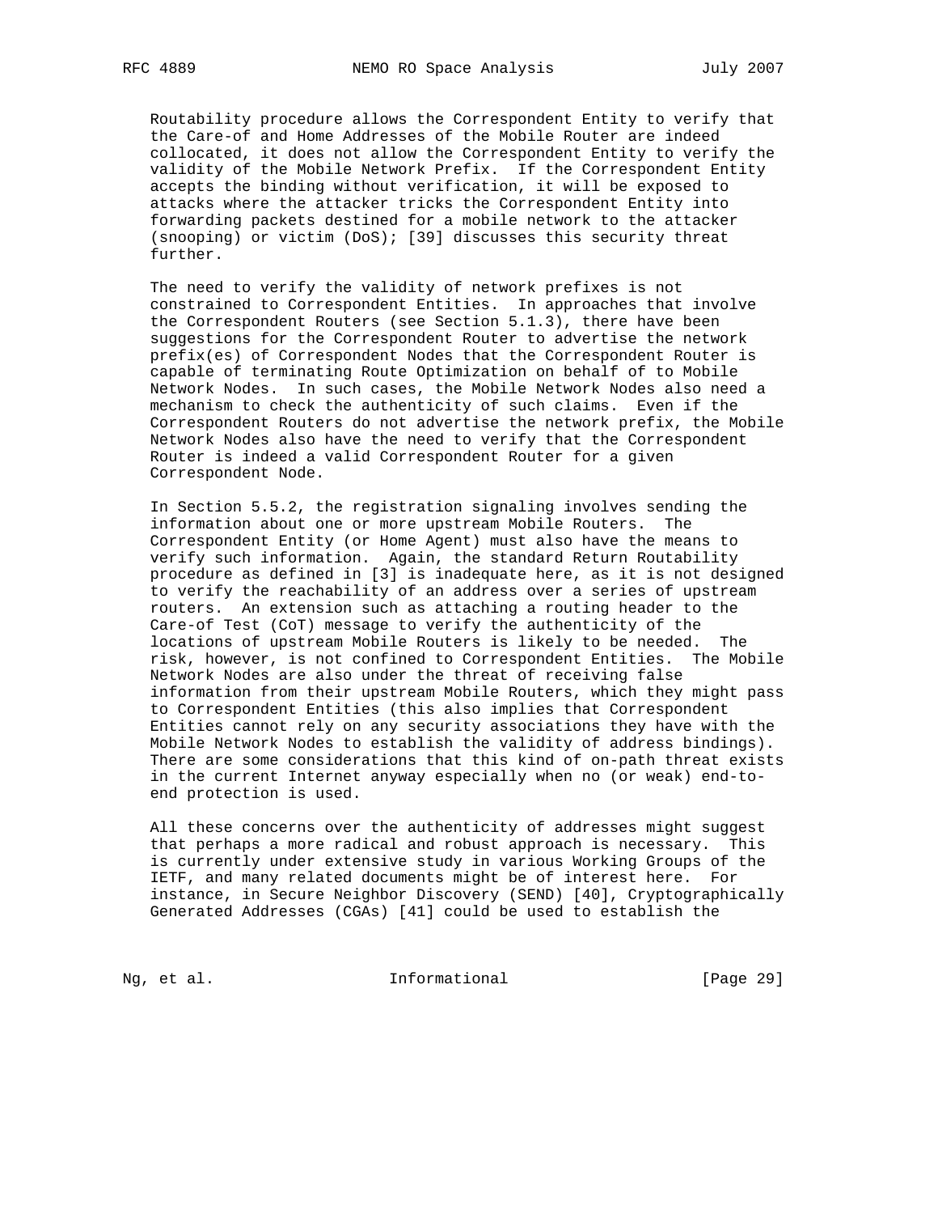Routability procedure allows the Correspondent Entity to verify that the Care-of and Home Addresses of the Mobile Router are indeed collocated, it does not allow the Correspondent Entity to verify the validity of the Mobile Network Prefix. If the Correspondent Entity accepts the binding without verification, it will be exposed to attacks where the attacker tricks the Correspondent Entity into forwarding packets destined for a mobile network to the attacker (snooping) or victim (DoS); [39] discusses this security threat further.

The need to verify the validity of network prefixes is not constrained to Correspondent Entities. In approaches that involve the Correspondent Routers (see Section 5.1.3), there have been suggestions for the Correspondent Router to advertise the network prefix(es) of Correspondent Nodes that the Correspondent Router is capable of terminating Route Optimization on behalf of to Mobile Network Nodes. In such cases, the Mobile Network Nodes also need a mechanism to check the authenticity of such claims. Even if the Correspondent Routers do not advertise the network prefix, the Mobile Network Nodes also have the need to verify that the Correspondent Router is indeed a valid Correspondent Router for a given Correspondent Node.

In Section 5.5.2, the registration signaling involves sending the information about one or more upstream Mobile Routers. The Correspondent Entity (or Home Agent) must also have the means to verify such information. Again, the standard Return Routability procedure as defined in [3] is inadequate here, as it is not designed to verify the reachability of an address over a series of upstream routers. An extension such as attaching a routing header to the Care-of Test (CoT) message to verify the authenticity of the locations of upstream Mobile Routers is likely to be needed. The risk, however, is not confined to Correspondent Entities. The Mobile Network Nodes are also under the threat of receiving false information from their upstream Mobile Routers, which they might pass to Correspondent Entities (this also implies that Correspondent Entities cannot rely on any security associations they have with the Mobile Network Nodes to establish the validity of address bindings). There are some considerations that this kind of on-path threat exists in the current Internet anyway especially when no (or weak) end-to-end protection is used.

All these concerns over the authenticity of addresses might suggest that perhaps a more radical and robust approach is necessary. This is currently under extensive study in various Working Groups of the IETF, and many related documents might be of interest here. For instance, in Secure Neighbor Discovery (SEND) [40], Cryptographically Generated Addresses (CGAs) [41] could be used to establish the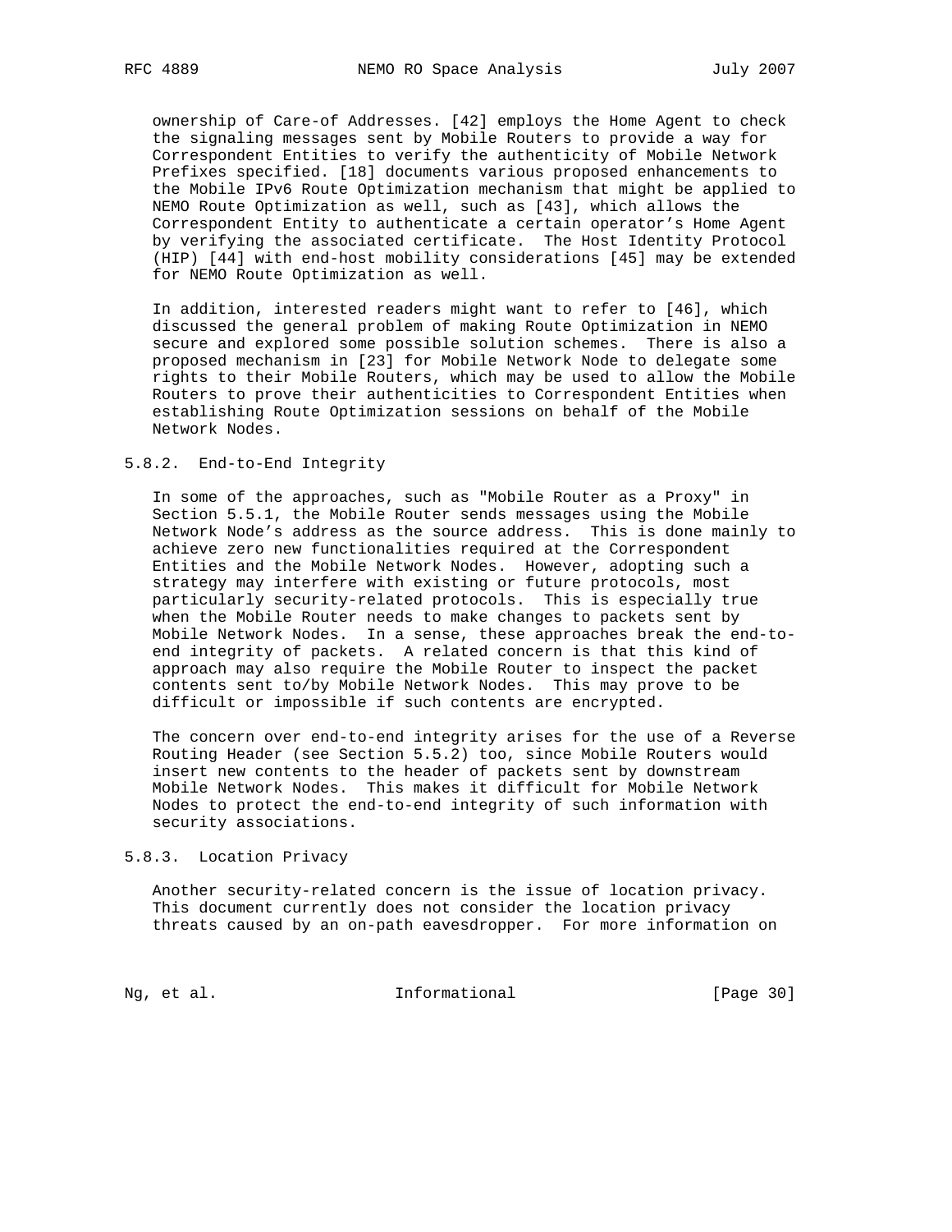ownership of Care-of Addresses. [42] employs the Home Agent to check the signaling messages sent by Mobile Routers to provide a way for Correspondent Entities to verify the authenticity of Mobile Network Prefixes specified. [18] documents various proposed enhancements to the Mobile IPv6 Route Optimization mechanism that might be applied to NEMO Route Optimization as well, such as [43], which allows the Correspondent Entity to authenticate a certain operator's Home Agent by verifying the associated certificate. The Host Identity Protocol (HIP) [44] with end-host mobility considerations [45] may be extended for NEMO Route Optimization as well.

In addition, interested readers might want to refer to [46], which discussed the general problem of making Route Optimization in NEMO secure and explored some possible solution schemes. There is also a proposed mechanism in [23] for Mobile Network Node to delegate some rights to their Mobile Routers, which may be used to allow the Mobile Routers to prove their authenticities to Correspondent Entities when establishing Route Optimization sessions on behalf of the Mobile Network Nodes.

### 5.8.2. End-to-End Integrity

In some of the approaches, such as "Mobile Router as a Proxy" in Section 5.5.1, the Mobile Router sends messages using the Mobile Network Node's address as the source address. This is done mainly to achieve zero new functionalities required at the Correspondent Entities and the Mobile Network Nodes. However, adopting such a strategy may interfere with existing or future protocols, most particularly security-related protocols. This is especially true when the Mobile Router needs to make changes to packets sent by Mobile Network Nodes. In a sense, these approaches break the end-to-end integrity of packets. A related concern is that this kind of approach may also require the Mobile Router to inspect the packet contents sent to/by Mobile Network Nodes. This may prove to be difficult or impossible if such contents are encrypted.

The concern over end-to-end integrity arises for the use of a Reverse Routing Header (see Section 5.5.2) too, since Mobile Routers would insert new contents to the header of packets sent by downstream Mobile Network Nodes. This makes it difficult for Mobile Network Nodes to protect the end-to-end integrity of such information with security associations.

### 5.8.3. Location Privacy

Another security-related concern is the issue of location privacy. This document currently does not consider the location privacy threats caused by an on-path eavesdropper. For more information on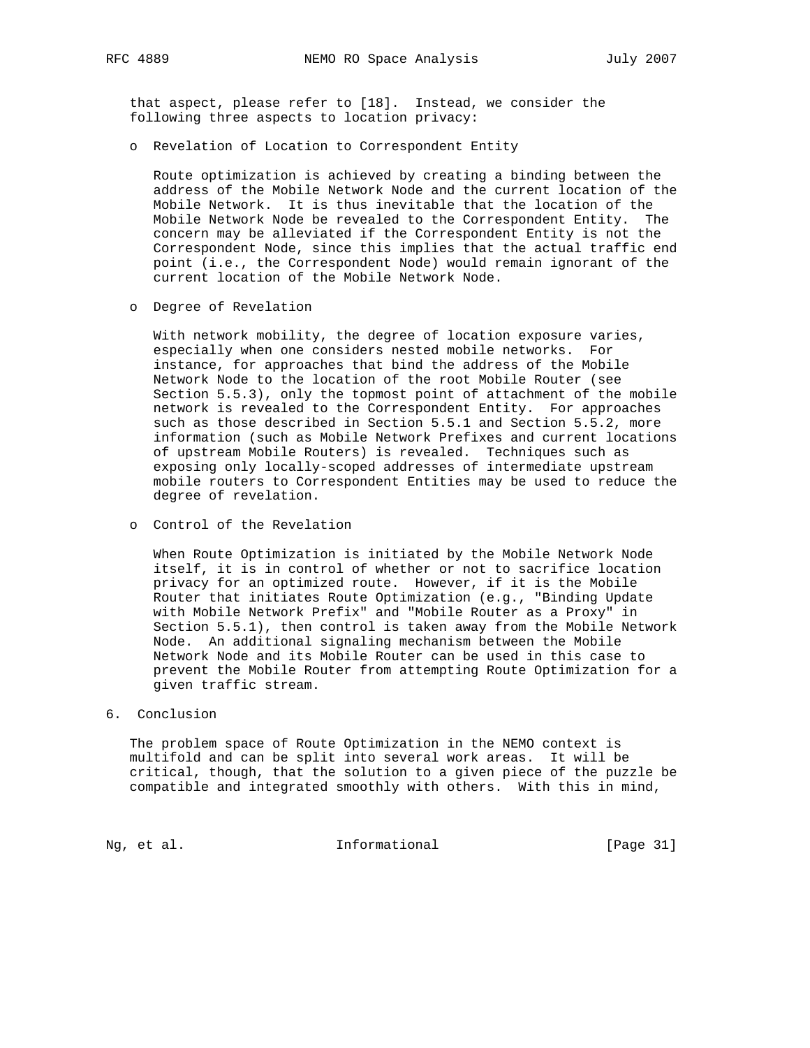that aspect, please refer to [18]. Instead, we consider the following three aspects to location privacy:

- Revelation of Location to Correspondent Entity

  Route optimization is achieved by creating a binding between the address of the Mobile Network Node and the current location of the Mobile Network. It is thus inevitable that the location of the Mobile Network Node be revealed to the Correspondent Entity. The concern may be alleviated if the Correspondent Entity is not the Correspondent Node, since this implies that the actual traffic end point (i.e., the Correspondent Node) would remain ignorant of the current location of the Mobile Network Node.

- Degree of Revelation

  With network mobility, the degree of location exposure varies, especially when one considers nested mobile networks. For instance, for approaches that bind the address of the Mobile Network Node to the location of the root Mobile Router (see Section 5.5.3), only the topmost point of attachment of the mobile network is revealed to the Correspondent Entity. For approaches such as those described in Section 5.5.1 and Section 5.5.2, more information (such as Mobile Network Prefixes and current locations of upstream Mobile Routers) is revealed. Techniques such as exposing only locally-scoped addresses of intermediate upstream mobile routers to Correspondent Entities may be used to reduce the degree of revelation.

- Control of the Revelation

  When Route Optimization is initiated by the Mobile Network Node itself, it is in control of whether or not to sacrifice location privacy for an optimized route. However, if it is the Mobile Router that initiates Route Optimization (e.g., "Binding Update with Mobile Network Prefix" and "Mobile Router as a Proxy" in Section 5.5.1), then control is taken away from the Mobile Network Node. An additional signaling mechanism between the Mobile Network Node and its Mobile Router can be used in this case to prevent the Mobile Router from attempting Route Optimization for a given traffic stream.

## 6. Conclusion

The problem space of Route Optimization in the NEMO context is multifold and can be split into several work areas. It will be critical, though, that the solution to a given piece of the puzzle be compatible and integrated smoothly with others. With this in mind,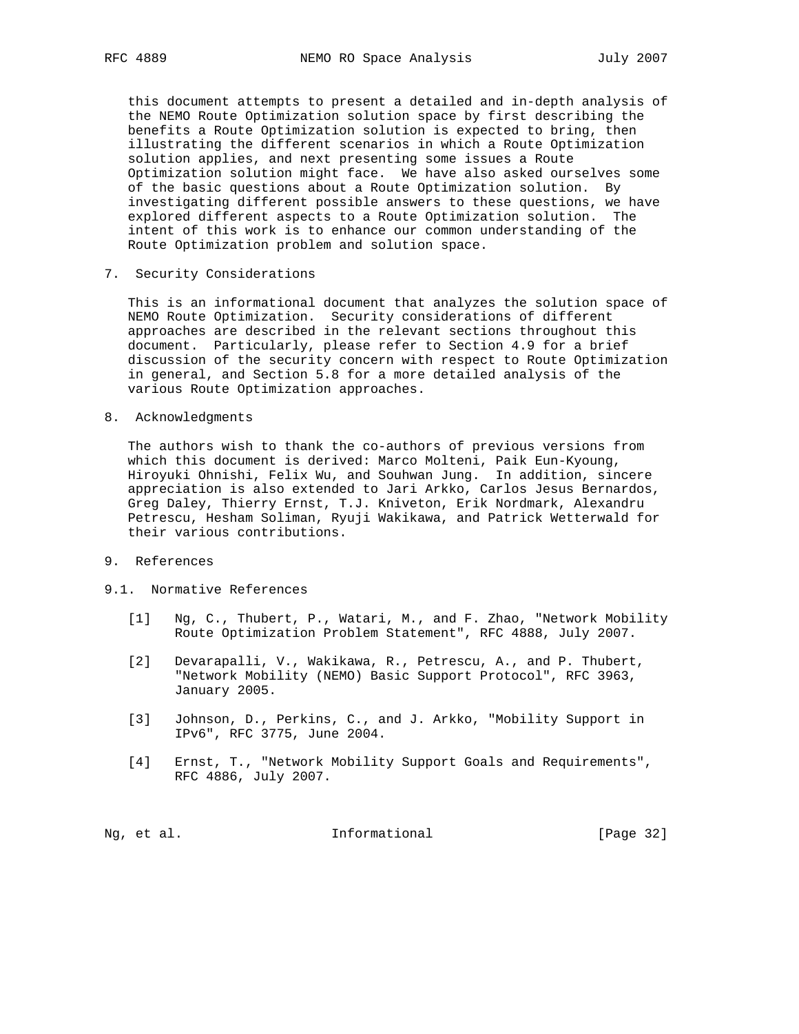this document attempts to present a detailed and in-depth analysis of the NEMO Route Optimization solution space by first describing the benefits a Route Optimization solution is expected to bring, then illustrating the different scenarios in which a Route Optimization solution applies, and next presenting some issues a Route Optimization solution might face. We have also asked ourselves some of the basic questions about a Route Optimization solution. By investigating different possible answers to these questions, we have explored different aspects to a Route Optimization solution. The intent of this work is to enhance our common understanding of the Route Optimization problem and solution space.

## 7. Security Considerations

This is an informational document that analyzes the solution space of NEMO Route Optimization. Security considerations of different approaches are described in the relevant sections throughout this document. Particularly, please refer to Section 4.9 for a brief discussion of the security concern with respect to Route Optimization in general, and Section 5.8 for a more detailed analysis of the various Route Optimization approaches.

## 8. Acknowledgments

The authors wish to thank the co-authors of previous versions from which this document is derived: Marco Molteni, Paik Eun-Kyoung, Hiroyuki Ohnishi, Felix Wu, and Souhwan Jung. In addition, sincere appreciation is also extended to Jari Arkko, Carlos Jesus Bernardos, Greg Daley, Thierry Ernst, T.J. Kniveton, Erik Nordmark, Alexandru Petrescu, Hesham Soliman, Ryuji Wakikawa, and Patrick Wetterwald for their various contributions.

## 9. References

### 9.1. Normative References

[1] Ng, C., Thubert, P., Watari, M., and F. Zhao, "Network Mobility Route Optimization Problem Statement", RFC 4888, July 2007.

[2] Devarapalli, V., Wakikawa, R., Petrescu, A., and P. Thubert, "Network Mobility (NEMO) Basic Support Protocol", RFC 3963, January 2005.

[3] Johnson, D., Perkins, C., and J. Arkko, "Mobility Support in IPv6", RFC 3775, June 2004.

[4] Ernst, T., "Network Mobility Support Goals and Requirements", RFC 4886, July 2007.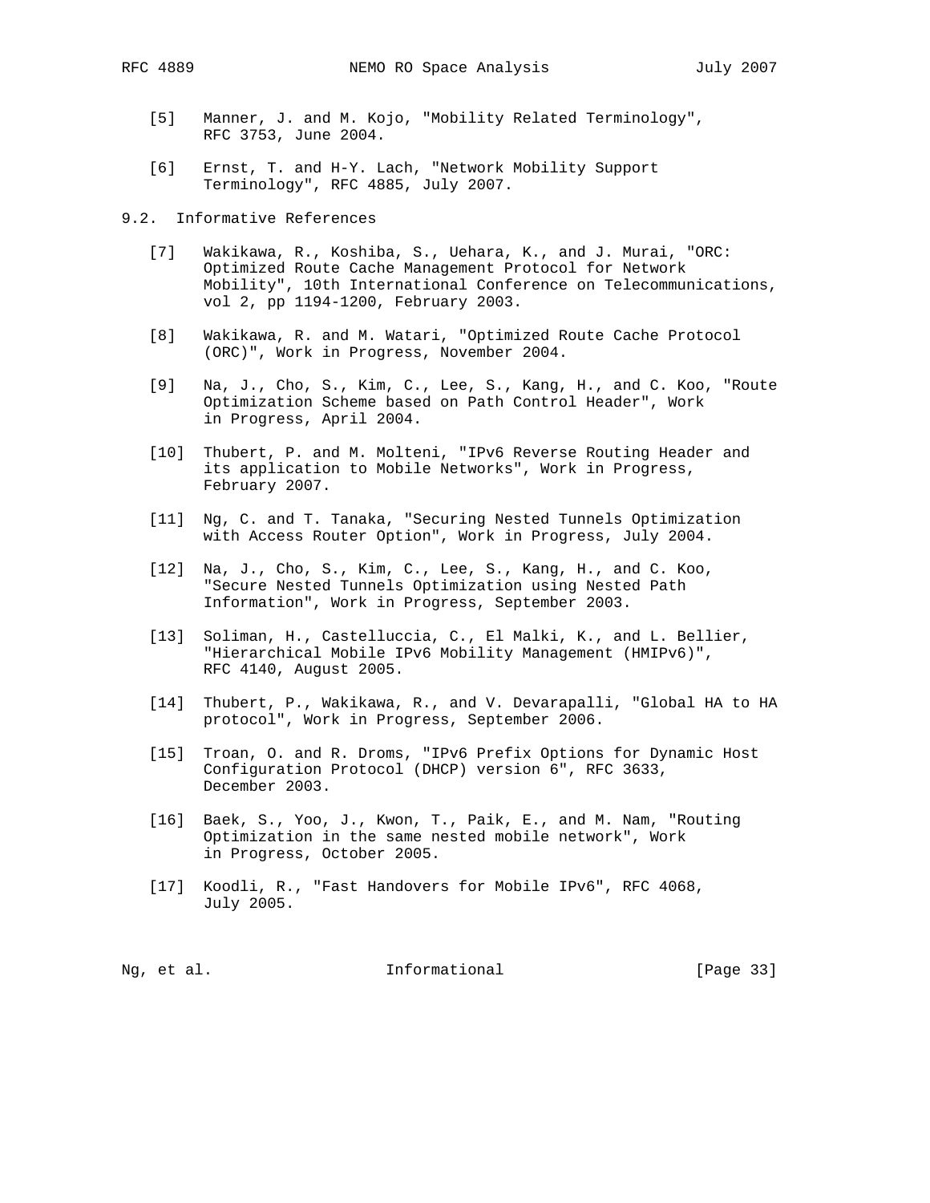[5] Manner, J. and M. Kojo, "Mobility Related Terminology", RFC 3753, June 2004.

[6] Ernst, T. and H-Y. Lach, "Network Mobility Support Terminology", RFC 4885, July 2007.

## 9.2. Informative References

[7] Wakikawa, R., Koshiba, S., Uehara, K., and J. Murai, "ORC: Optimized Route Cache Management Protocol for Network Mobility", 10th International Conference on Telecommunications, vol 2, pp 1194-1200, February 2003.

[8] Wakikawa, R. and M. Watari, "Optimized Route Cache Protocol (ORC)", Work in Progress, November 2004.

[9] Na, J., Cho, S., Kim, C., Lee, S., Kang, H., and C. Koo, "Route Optimization Scheme based on Path Control Header", Work in Progress, April 2004.

[10] Thubert, P. and M. Molteni, "IPv6 Reverse Routing Header and its application to Mobile Networks", Work in Progress, February 2007.

[11] Ng, C. and T. Tanaka, "Securing Nested Tunnels Optimization with Access Router Option", Work in Progress, July 2004.

[12] Na, J., Cho, S., Kim, C., Lee, S., Kang, H., and C. Koo, "Secure Nested Tunnels Optimization using Nested Path Information", Work in Progress, September 2003.

[13] Soliman, H., Castelluccia, C., El Malki, K., and L. Bellier, "Hierarchical Mobile IPv6 Mobility Management (HMIPv6)", RFC 4140, August 2005.

[14] Thubert, P., Wakikawa, R., and V. Devarapalli, "Global HA to HA protocol", Work in Progress, September 2006.

[15] Troan, O. and R. Droms, "IPv6 Prefix Options for Dynamic Host Configuration Protocol (DHCP) version 6", RFC 3633, December 2003.

[16] Baek, S., Yoo, J., Kwon, T., Paik, E., and M. Nam, "Routing Optimization in the same nested mobile network", Work in Progress, October 2005.

[17] Koodli, R., "Fast Handovers for Mobile IPv6", RFC 4068, July 2005.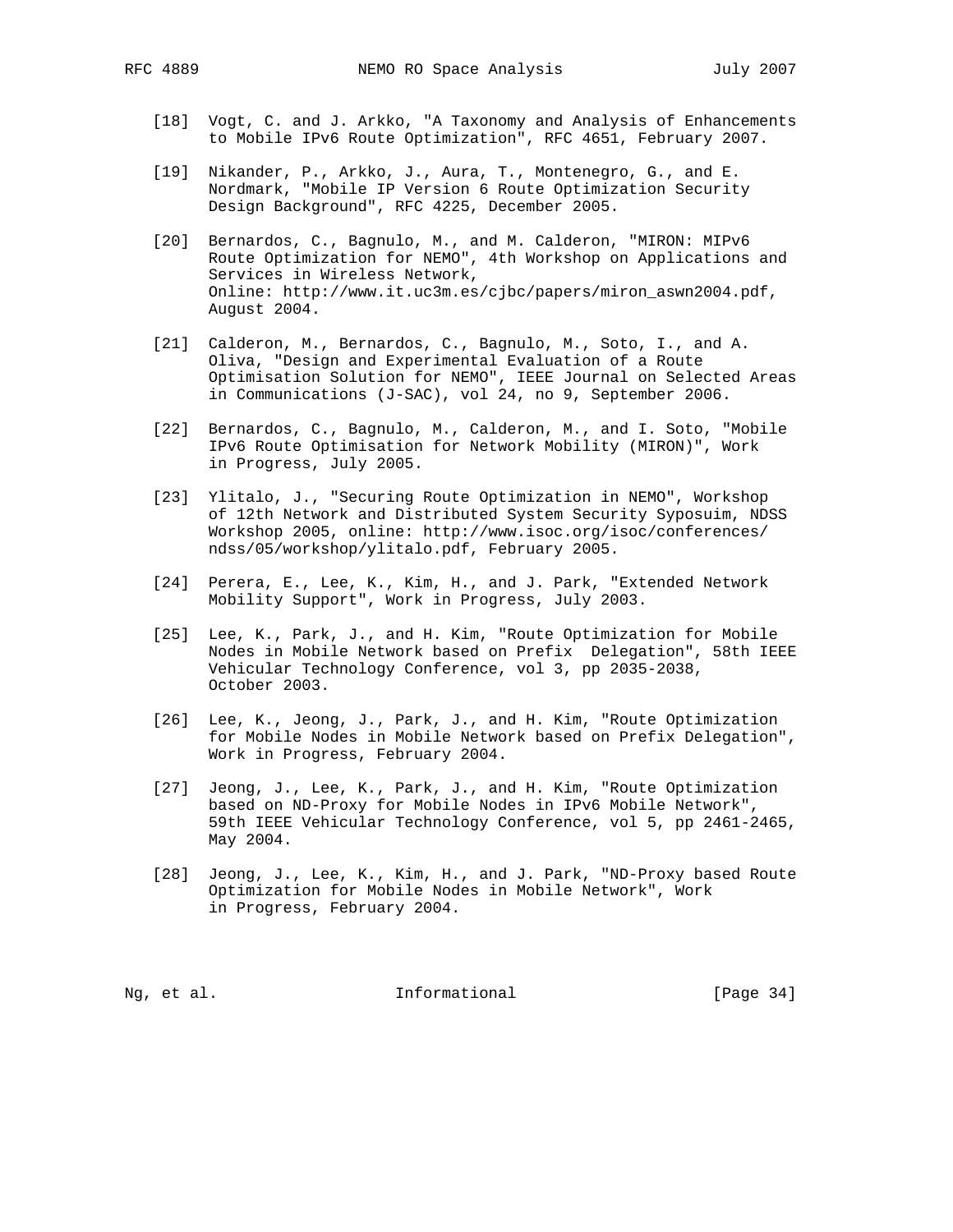[18] Vogt, C. and J. Arkko, "A Taxonomy and Analysis of Enhancements to Mobile IPv6 Route Optimization", RFC 4651, February 2007.

[19] Nikander, P., Arkko, J., Aura, T., Montenegro, G., and E. Nordmark, "Mobile IP Version 6 Route Optimization Security Design Background", RFC 4225, December 2005.

[20] Bernardos, C., Bagnulo, M., and M. Calderon, "MIRON: MIPv6 Route Optimization for NEMO", 4th Workshop on Applications and Services in Wireless Network, Online: http://www.it.uc3m.es/cjbc/papers/miron_aswn2004.pdf, August 2004.

[21] Calderon, M., Bernardos, C., Bagnulo, M., Soto, I., and A. Oliva, "Design and Experimental Evaluation of a Route Optimisation Solution for NEMO", IEEE Journal on Selected Areas in Communications (J-SAC), vol 24, no 9, September 2006.

[22] Bernardos, C., Bagnulo, M., Calderon, M., and I. Soto, "Mobile IPv6 Route Optimisation for Network Mobility (MIRON)", Work in Progress, July 2005.

[23] Ylitalo, J., "Securing Route Optimization in NEMO", Workshop of 12th Network and Distributed System Security Syposuim, NDSS Workshop 2005, online: http://www.isoc.org/isoc/conferences/ndss/05/workshop/ylitalo.pdf, February 2005.

[24] Perera, E., Lee, K., Kim, H., and J. Park, "Extended Network Mobility Support", Work in Progress, July 2003.

[25] Lee, K., Park, J., and H. Kim, "Route Optimization for Mobile Nodes in Mobile Network based on Prefix Delegation", 58th IEEE Vehicular Technology Conference, vol 3, pp 2035-2038, October 2003.

[26] Lee, K., Jeong, J., Park, J., and H. Kim, "Route Optimization for Mobile Nodes in Mobile Network based on Prefix Delegation", Work in Progress, February 2004.

[27] Jeong, J., Lee, K., Park, J., and H. Kim, "Route Optimization based on ND-Proxy for Mobile Nodes in IPv6 Mobile Network", 59th IEEE Vehicular Technology Conference, vol 5, pp 2461-2465, May 2004.

[28] Jeong, J., Lee, K., Kim, H., and J. Park, "ND-Proxy based Route Optimization for Mobile Nodes in Mobile Network", Work in Progress, February 2004.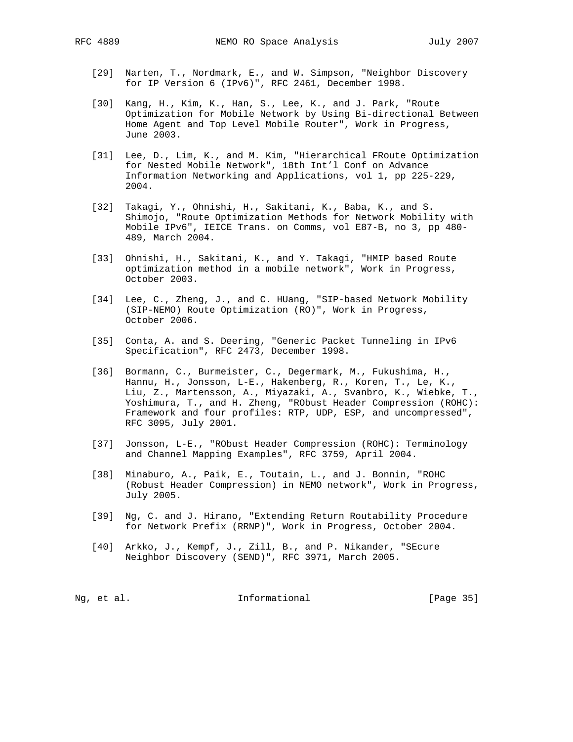[29] Narten, T., Nordmark, E., and W. Simpson, "Neighbor Discovery for IP Version 6 (IPv6)", RFC 2461, December 1998.

[30] Kang, H., Kim, K., Han, S., Lee, K., and J. Park, "Route Optimization for Mobile Network by Using Bi-directional Between Home Agent and Top Level Mobile Router", Work in Progress, June 2003.

[31] Lee, D., Lim, K., and M. Kim, "Hierarchical FRoute Optimization for Nested Mobile Network", 18th Int'l Conf on Advance Information Networking and Applications, vol 1, pp 225-229, 2004.

[32] Takagi, Y., Ohnishi, H., Sakitani, K., Baba, K., and S. Shimojo, "Route Optimization Methods for Network Mobility with Mobile IPv6", IEICE Trans. on Comms, vol E87-B, no 3, pp 480-489, March 2004.

[33] Ohnishi, H., Sakitani, K., and Y. Takagi, "HMIP based Route optimization method in a mobile network", Work in Progress, October 2003.

[34] Lee, C., Zheng, J., and C. HUang, "SIP-based Network Mobility (SIP-NEMO) Route Optimization (RO)", Work in Progress, October 2006.

[35] Conta, A. and S. Deering, "Generic Packet Tunneling in IPv6 Specification", RFC 2473, December 1998.

[36] Bormann, C., Burmeister, C., Degermark, M., Fukushima, H., Hannu, H., Jonsson, L-E., Hakenberg, R., Koren, T., Le, K., Liu, Z., Martensson, A., Miyazaki, A., Svanbro, K., Wiebke, T., Yoshimura, T., and H. Zheng, "RObust Header Compression (ROHC): Framework and four profiles: RTP, UDP, ESP, and uncompressed", RFC 3095, July 2001.

[37] Jonsson, L-E., "RObust Header Compression (ROHC): Terminology and Channel Mapping Examples", RFC 3759, April 2004.

[38] Minaburo, A., Paik, E., Toutain, L., and J. Bonnin, "ROHC (Robust Header Compression) in NEMO network", Work in Progress, July 2005.

[39] Ng, C. and J. Hirano, "Extending Return Routability Procedure for Network Prefix (RRNP)", Work in Progress, October 2004.

[40] Arkko, J., Kempf, J., Zill, B., and P. Nikander, "SEcure Neighbor Discovery (SEND)", RFC 3971, March 2005.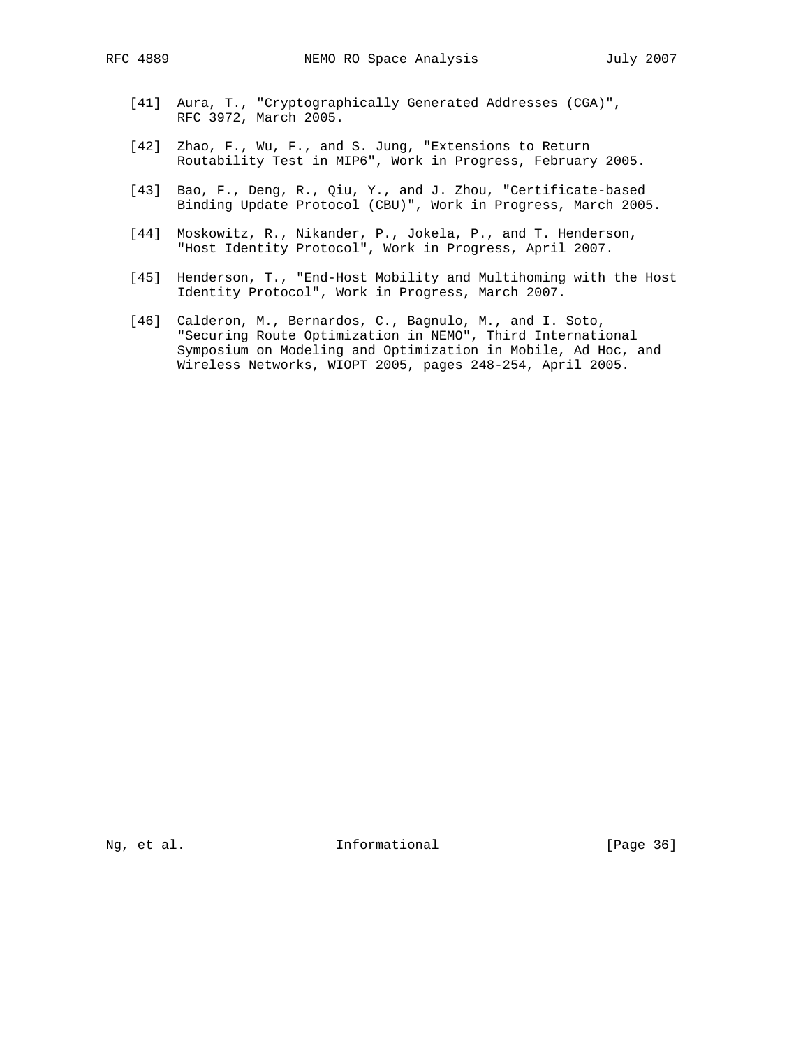[41] Aura, T., "Cryptographically Generated Addresses (CGA)", RFC 3972, March 2005.

[42] Zhao, F., Wu, F., and S. Jung, "Extensions to Return Routability Test in MIP6", Work in Progress, February 2005.

[43] Bao, F., Deng, R., Qiu, Y., and J. Zhou, "Certificate-based Binding Update Protocol (CBU)", Work in Progress, March 2005.

[44] Moskowitz, R., Nikander, P., Jokela, P., and T. Henderson, "Host Identity Protocol", Work in Progress, April 2007.

[45] Henderson, T., "End-Host Mobility and Multihoming with the Host Identity Protocol", Work in Progress, March 2007.

[46] Calderon, M., Bernardos, C., Bagnulo, M., and I. Soto, "Securing Route Optimization in NEMO", Third International Symposium on Modeling and Optimization in Mobile, Ad Hoc, and Wireless Networks, WIOPT 2005, pages 248-254, April 2005.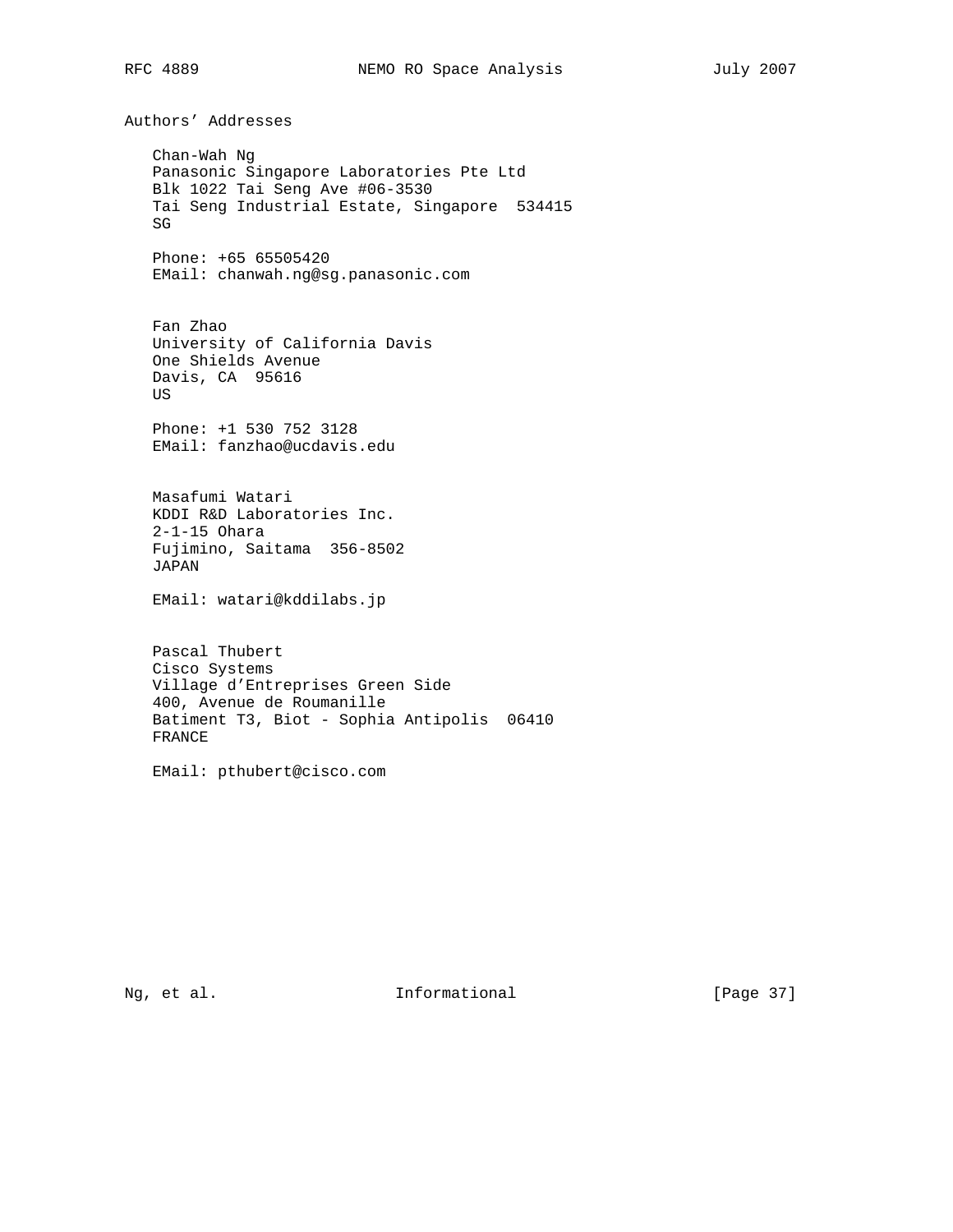## Authors' Addresses

Chan-Wah Ng
Panasonic Singapore Laboratories Pte Ltd
Blk 1022 Tai Seng Ave #06-3530
Tai Seng Industrial Estate, Singapore 534415
SG

Phone: +65 65505420
EMail: chanwah.ng@sg.panasonic.com

Fan Zhao
University of California Davis
One Shields Avenue
Davis, CA 95616
US

Phone: +1 530 752 3128
EMail: fanzhao@ucdavis.edu

Masafumi Watari
KDDI R&D Laboratories Inc.
2-1-15 Ohara
Fujimino, Saitama 356-8502
JAPAN

EMail: watari@kddilabs.jp

Pascal Thubert
Cisco Systems
Village d'Entreprises Green Side
400, Avenue de Roumanille
Batiment T3, Biot - Sophia Antipolis 06410
FRANCE

EMail: pthubert@cisco.com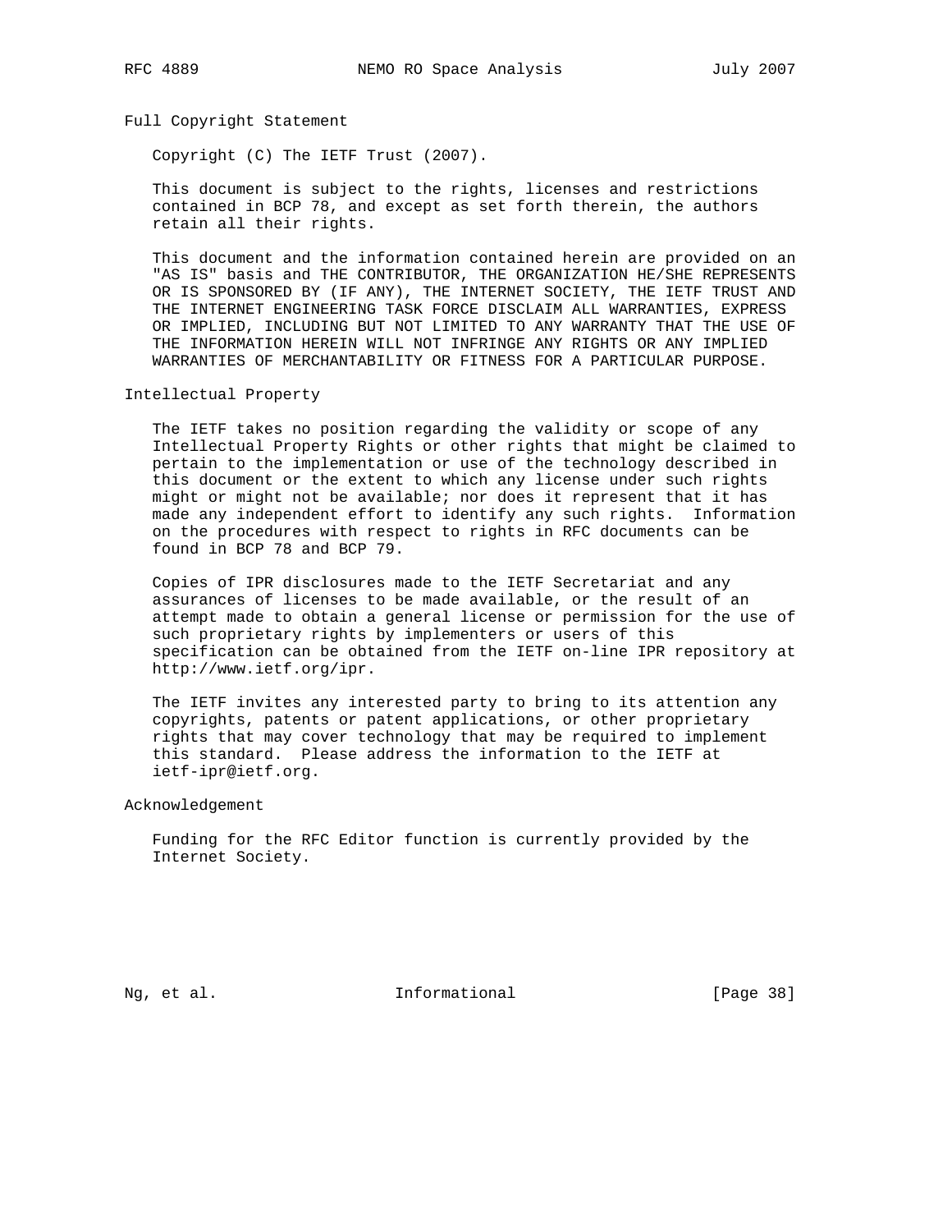## Full Copyright Statement

Copyright (C) The IETF Trust (2007).

This document is subject to the rights, licenses and restrictions contained in BCP 78, and except as set forth therein, the authors retain all their rights.

This document and the information contained herein are provided on an "AS IS" basis and THE CONTRIBUTOR, THE ORGANIZATION HE/SHE REPRESENTS OR IS SPONSORED BY (IF ANY), THE INTERNET SOCIETY, THE IETF TRUST AND THE INTERNET ENGINEERING TASK FORCE DISCLAIM ALL WARRANTIES, EXPRESS OR IMPLIED, INCLUDING BUT NOT LIMITED TO ANY WARRANTY THAT THE USE OF THE INFORMATION HEREIN WILL NOT INFRINGE ANY RIGHTS OR ANY IMPLIED WARRANTIES OF MERCHANTABILITY OR FITNESS FOR A PARTICULAR PURPOSE.

## Intellectual Property

The IETF takes no position regarding the validity or scope of any Intellectual Property Rights or other rights that might be claimed to pertain to the implementation or use of the technology described in this document or the extent to which any license under such rights might or might not be available; nor does it represent that it has made any independent effort to identify any such rights. Information on the procedures with respect to rights in RFC documents can be found in BCP 78 and BCP 79.

Copies of IPR disclosures made to the IETF Secretariat and any assurances of licenses to be made available, or the result of an attempt made to obtain a general license or permission for the use of such proprietary rights by implementers or users of this specification can be obtained from the IETF on-line IPR repository at http://www.ietf.org/ipr.

The IETF invites any interested party to bring to its attention any copyrights, patents or patent applications, or other proprietary rights that may cover technology that may be required to implement this standard. Please address the information to the IETF at ietf-ipr@ietf.org.

## Acknowledgement

Funding for the RFC Editor function is currently provided by the Internet Society.